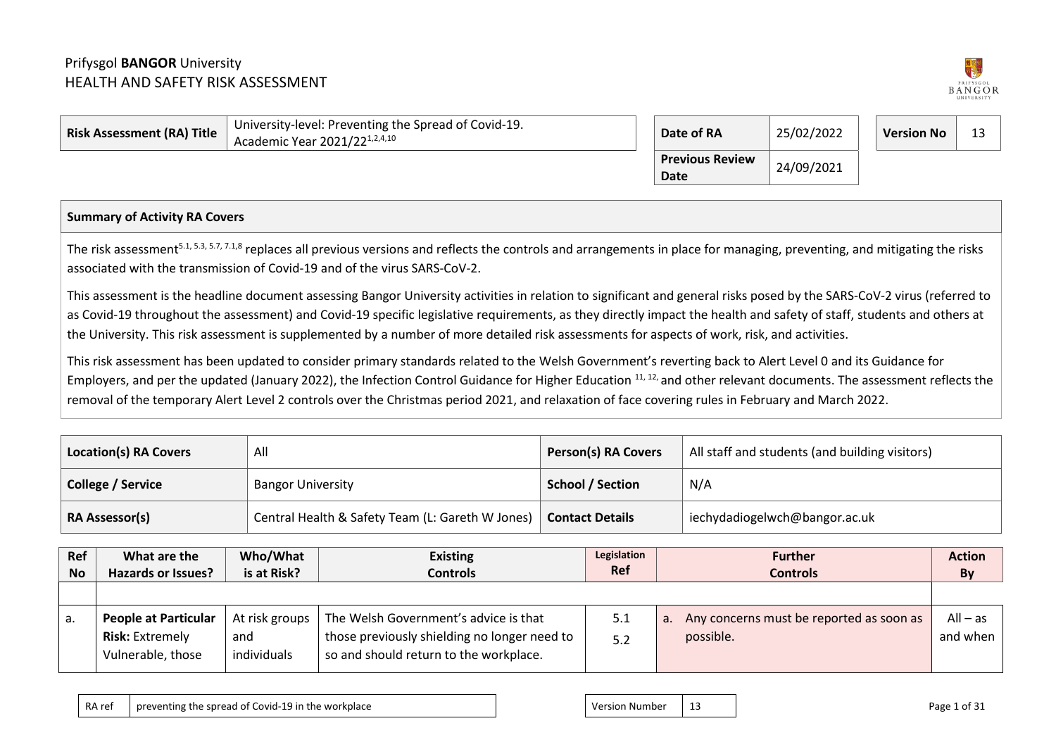Prifysgol **BANGOR** University
HEALTH AND SAFETY RISK ASSESSMENT

| **Risk Assessment (RA) Title** | University-level: Preventing the Spread of Covid-19. Academic Year 2021/22[1,2,4,10] | **Date of RA** | 25/02/2022 | **Version No** | 13 |
|---|---|---|---|---|---|
| | | **Previous Review Date** | 24/09/2021 | | |

**Summary of Activity RA Covers**

The risk assessment[5.1, 5.3, 5.7, 7.1,8] replaces all previous versions and reflects the controls and arrangements in place for managing, preventing, and mitigating the risks associated with the transmission of Covid-19 and of the virus SARS-CoV-2.

This assessment is the headline document assessing Bangor University activities in relation to significant and general risks posed by the SARS-CoV-2 virus (referred to as Covid-19 throughout the assessment) and Covid-19 specific legislative requirements, as they directly impact the health and safety of staff, students and others at the University. This risk assessment is supplemented by a number of more detailed risk assessments for aspects of work, risk, and activities.

This risk assessment has been updated to consider primary standards related to the Welsh Government's reverting back to Alert Level 0 and its Guidance for Employers, and per the updated (January 2022), the Infection Control Guidance for Higher Education [11, 12,] and other relevant documents. The assessment reflects the removal of the temporary Alert Level 2 controls over the Christmas period 2021, and relaxation of face covering rules in February and March 2022.

| **Location(s) RA Covers** | All | **Person(s) RA Covers** | All staff and students (and building visitors) |
|---|---|---|---|
| **College / Service** | Bangor University | **School / Section** | N/A |
| **RA Assessor(s)** | Central Health & Safety Team (L: Gareth W Jones) | **Contact Details** | iechydadiogelwch@bangor.ac.uk |

| Ref No | What are the Hazards or Issues? | Who/What is at Risk? | Existing Controls | Legislation Ref | Further Controls | Action By |
|---|---|---|---|---|---|---|
| | | | | | | |
| a. | **People at Particular Risk:** Extremely Vulnerable, those | At risk groups and individuals | The Welsh Government's advice is that those previously shielding no longer need to so and should return to the workplace. | 5.1<br>5.2 | a. Any concerns must be reported as soon as possible. | All – as and when |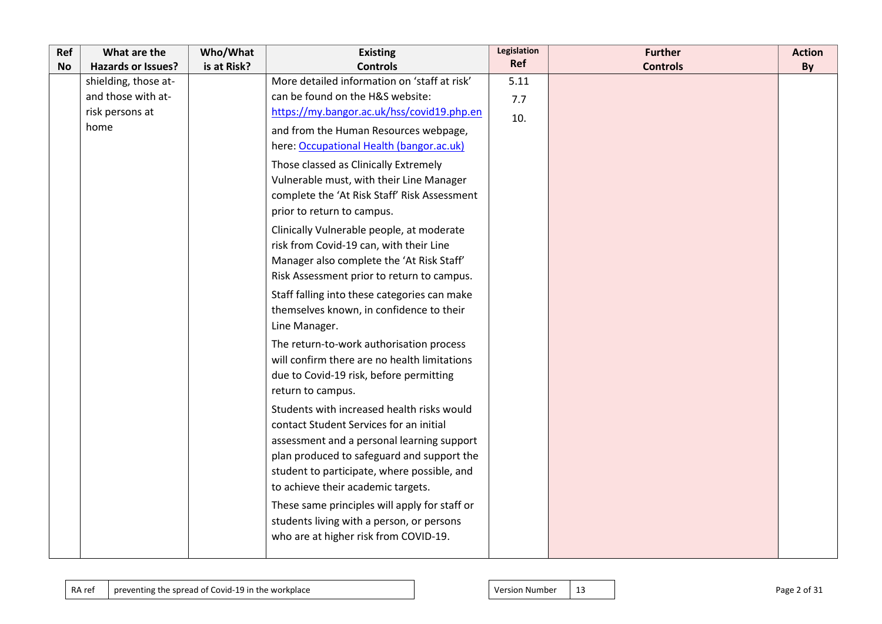| Ref No | What are the Hazards or Issues? | Who/What is at Risk? | Existing Controls | Legislation Ref | Further Controls | Action By |
|---|---|---|---|---|---|---|
| | shielding, those at-and those with at-risk persons at home | | More detailed information on 'staff at risk' can be found on the H&S website: [https://my.bangor.ac.uk/hss/covid19.php.en](https://my.bangor.ac.uk/hss/covid19.php.en) and from the Human Resources webpage, here: [Occupational Health (bangor.ac.uk)]()<br><br>Those classed as Clinically Extremely Vulnerable must, with their Line Manager complete the 'At Risk Staff' Risk Assessment prior to return to campus.<br><br>Clinically Vulnerable people, at moderate risk from Covid-19 can, with their Line Manager also complete the 'At Risk Staff' Risk Assessment prior to return to campus.<br><br>Staff falling into these categories can make themselves known, in confidence to their Line Manager.<br><br>The return-to-work authorisation process will confirm there are no health limitations due to Covid-19 risk, before permitting return to campus.<br><br>Students with increased health risks would contact Student Services for an initial assessment and a personal learning support plan produced to safeguard and support the student to participate, where possible, and to achieve their academic targets.<br><br>These same principles will apply for staff or students living with a person, or persons who are at higher risk from COVID-19. | 5.11<br>7.7<br>10. | | |

| RA ref | preventing the spread of Covid-19 in the workplace | Version Number | 13 |
|---|---|---|---|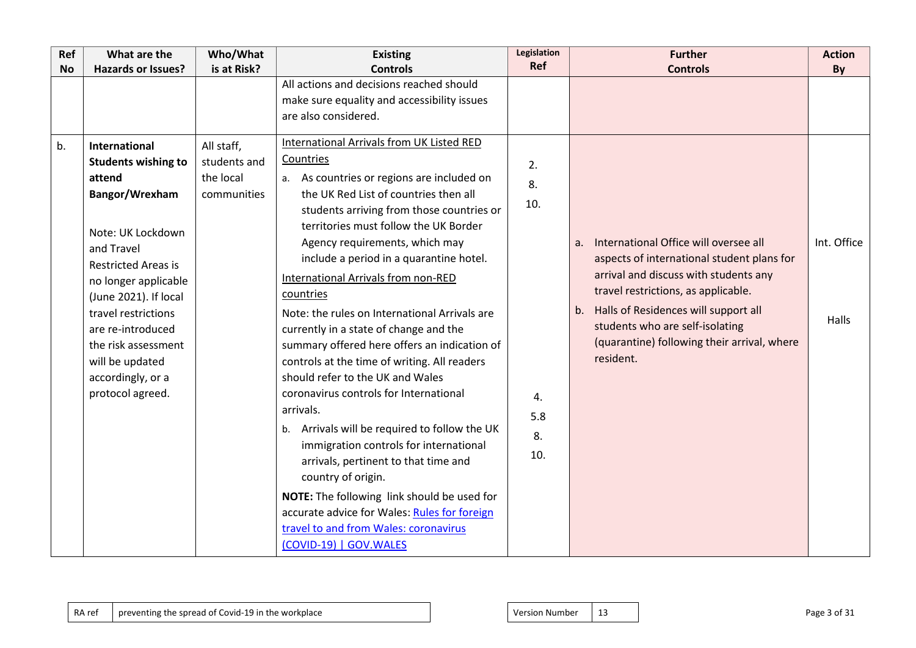| Ref No | What are the Hazards or Issues? | Who/What is at Risk? | Existing Controls | Legislation Ref | Further Controls | Action By |
|---|---|---|---|---|---|---|
| | | | All actions and decisions reached should make sure equality and accessibility issues are also considered. | | | |
| b. | **International Students wishing to attend Bangor/Wrexham**<br><br>Note: UK Lockdown and Travel Restricted Areas is no longer applicable (June 2021). If local travel restrictions are re-introduced the risk assessment will be updated accordingly, or a protocol agreed. | All staff, students and the local communities | <u>International Arrivals from UK Listed RED Countries</u><br>a. As countries or regions are included on the UK Red List of countries then all students arriving from those countries or territories must follow the UK Border Agency requirements, which may include a period in a quarantine hotel.<br><u>International Arrivals from non-RED countries</u><br>Note: the rules on International Arrivals are currently in a state of change and the summary offered here offers an indication of controls at the time of writing. All readers should refer to the UK and Wales coronavirus controls for International arrivals.<br>b. Arrivals will be required to follow the UK immigration controls for international arrivals, pertinent to that time and country of origin.<br>**NOTE:** The following link should be used for accurate advice for Wales: [Rules for foreign travel to and from Wales: coronavirus (COVID-19) \| GOV.WALES]() | 2.<br>8.<br>10.<br><br>4.<br>5.8<br>8.<br>10. | a. International Office will oversee all aspects of international student plans for arrival and discuss with students any travel restrictions, as applicable.<br>b. Halls of Residences will support all students who are self-isolating (quarantine) following their arrival, where resident. | Int. Office<br><br>Halls |

| RA ref | preventing the spread of Covid-19 in the workplace |
|---|---|

| Version Number | 13 |
|---|---|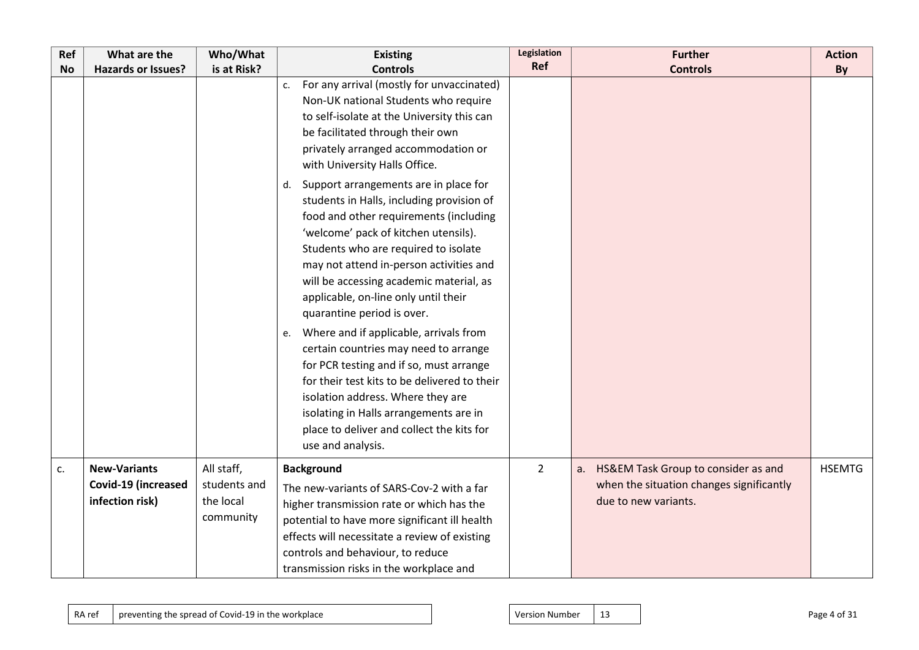| Ref No | What are the Hazards or Issues? | Who/What is at Risk? | Existing Controls | Legislation Ref | Further Controls | Action By |
|---|---|---|---|---|---|---|
| | | | c. For any arrival (mostly for unvaccinated) Non-UK national Students who require to self-isolate at the University this can be facilitated through their own privately arranged accommodation or with University Halls Office.<br><br>d. Support arrangements are in place for students in Halls, including provision of food and other requirements (including 'welcome' pack of kitchen utensils). Students who are required to isolate may not attend in-person activities and will be accessing academic material, as applicable, on-line only until their quarantine period is over.<br><br>e. Where and if applicable, arrivals from certain countries may need to arrange for PCR testing and if so, must arrange for their test kits to be delivered to their isolation address. Where they are isolating in Halls arrangements are in place to deliver and collect the kits for use and analysis. | | | |
| c. | **New-Variants Covid-19 (increased infection risk)** | All staff, students and the local community | **Background**<br>The new-variants of SARS-Cov-2 with a far higher transmission rate or which has the potential to have more significant ill health effects will necessitate a review of existing controls and behaviour, to reduce transmission risks in the workplace and | 2 | a. HS&EM Task Group to consider as and when the situation changes significantly due to new variants. | HSEMTG |

| RA ref | preventing the spread of Covid-19 in the workplace |
|---|---|

| Version Number | 13 |
|---|---|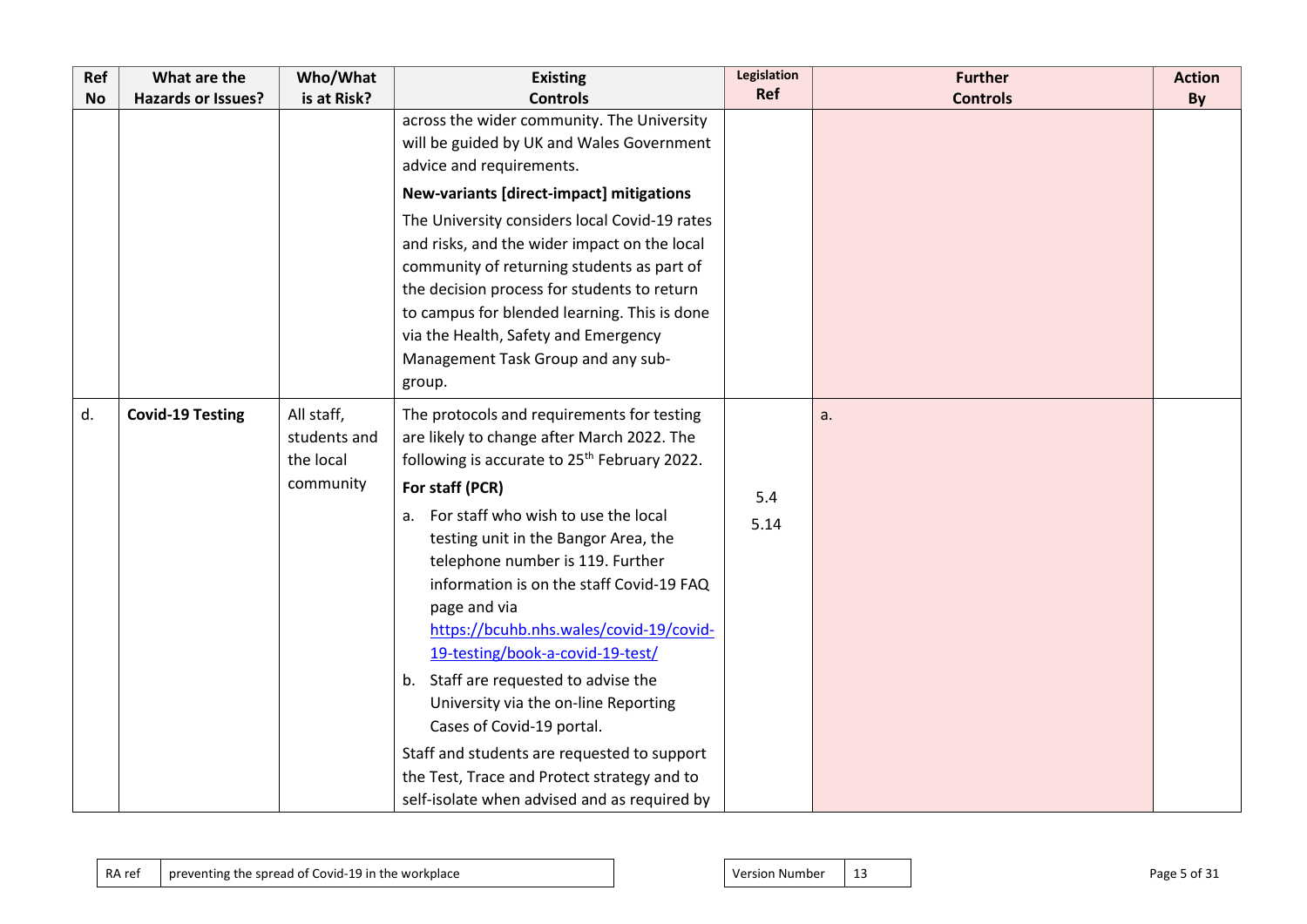| Ref No | What are the Hazards or Issues? | Who/What is at Risk? | Existing Controls | Legislation Ref | Further Controls | Action By |
|---|---|---|---|---|---|---|
| | | | across the wider community. The University will be guided by UK and Wales Government advice and requirements.<br><br>**New-variants [direct-impact] mitigations**<br><br>The University considers local Covid-19 rates and risks, and the wider impact on the local community of returning students as part of the decision process for students to return to campus for blended learning. This is done via the Health, Safety and Emergency Management Task Group and any sub-group. | | | |
| d. | **Covid-19 Testing** | All staff, students and the local community | The protocols and requirements for testing are likely to change after March 2022. The following is accurate to 25th February 2022.<br><br>**For staff (PCR)**<br><br>a. For staff who wish to use the local testing unit in the Bangor Area, the telephone number is 119. Further information is on the staff Covid-19 FAQ page and via [https://bcuhb.nhs.wales/covid-19/covid-19-testing/book-a-covid-19-test/](https://bcuhb.nhs.wales/covid-19/covid-19-testing/book-a-covid-19-test/)<br>b. Staff are requested to advise the University via the on-line Reporting Cases of Covid-19 portal.<br><br>Staff and students are requested to support the Test, Trace and Protect strategy and to self-isolate when advised and as required by | 5.4<br>5.14 | a. | |

| RA ref | preventing the spread of Covid-19 in the workplace |
|---|---|

| Version Number | 13 |
|---|---|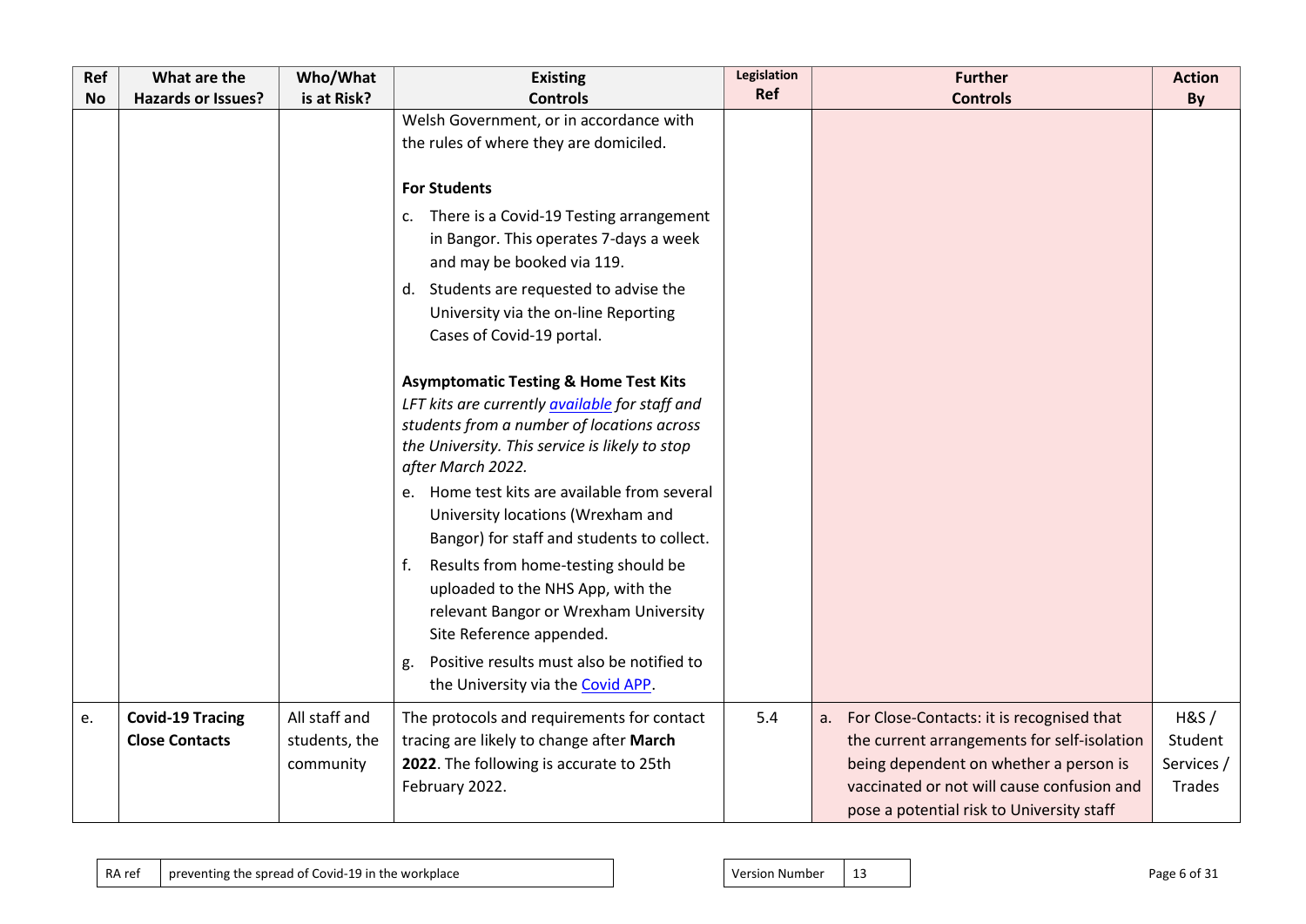| Ref No | What are the Hazards or Issues? | Who/What is at Risk? | Existing Controls | Legislation Ref | Further Controls | Action By |
|---|---|---|---|---|---|---|
| | | | Welsh Government, or in accordance with the rules of where they are domiciled.<br><br>**For Students**<br>c. There is a Covid-19 Testing arrangement in Bangor. This operates 7-days a week and may be booked via 119.<br>d. Students are requested to advise the University via the on-line Reporting Cases of Covid-19 portal.<br><br>**Asymptomatic Testing & Home Test Kits**<br>*LFT kits are currently available for staff and students from a number of locations across the University. This service is likely to stop after March 2022.*<br>e. Home test kits are available from several University locations (Wrexham and Bangor) for staff and students to collect.<br>f. Results from home-testing should be uploaded to the NHS App, with the relevant Bangor or Wrexham University Site Reference appended.<br>g. Positive results must also be notified to the University via the Covid APP. | | | |
| e. | **Covid-19 Tracing Close Contacts** | All staff and students, the community | The protocols and requirements for contact tracing are likely to change after **March 2022**. The following is accurate to 25th February 2022. | 5.4 | a. For Close-Contacts: it is recognised that the current arrangements for self-isolation being dependent on whether a person is vaccinated or not will cause confusion and pose a potential risk to University staff | H&S / Student Services / Trades |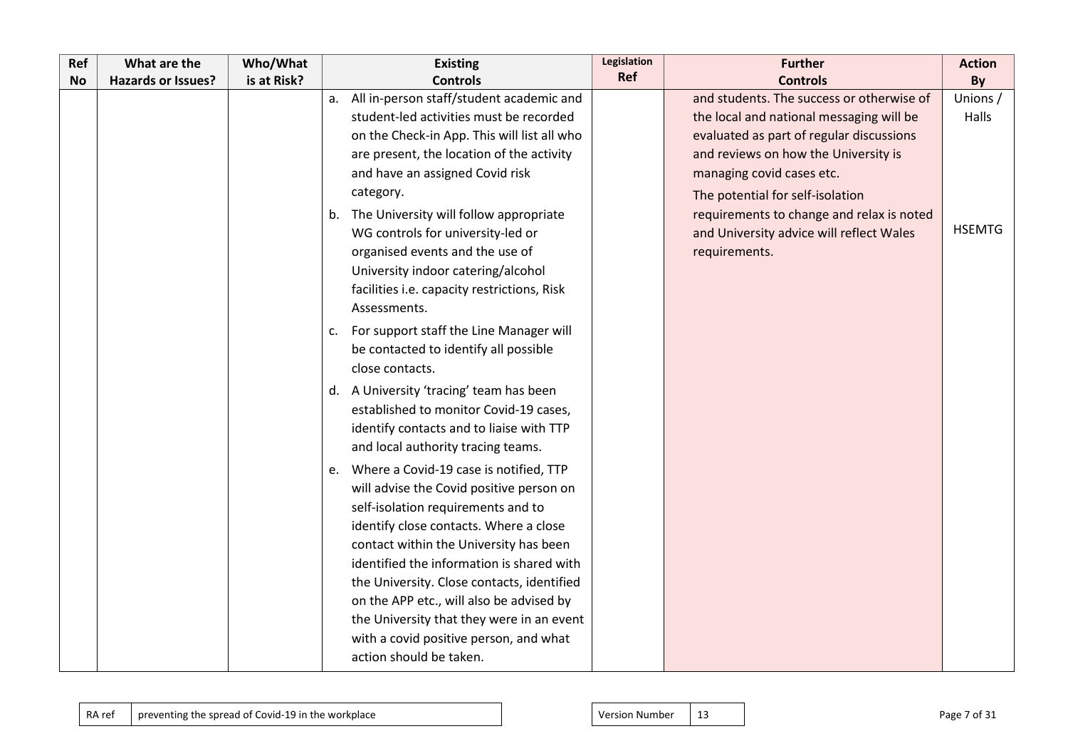| Ref No | What are the Hazards or Issues? | Who/What is at Risk? | Existing Controls | Legislation Ref | Further Controls | Action By |
|---|---|---|---|---|---|---|
| | | | a. All in-person staff/student academic and student-led activities must be recorded on the Check-in App. This will list all who are present, the location of the activity and have an assigned Covid risk category.<br>b. The University will follow appropriate WG controls for university-led or organised events and the use of University indoor catering/alcohol facilities i.e. capacity restrictions, Risk Assessments.<br>c. For support staff the Line Manager will be contacted to identify all possible close contacts.<br>d. A University 'tracing' team has been established to monitor Covid-19 cases, identify contacts and to liaise with TTP and local authority tracing teams.<br>e. Where a Covid-19 case is notified, TTP will advise the Covid positive person on self-isolation requirements and to identify close contacts. Where a close contact within the University has been identified the information is shared with the University. Close contacts, identified on the APP etc., will also be advised by the University that they were in an event with a covid positive person, and what action should be taken. | | and students. The success or otherwise of the local and national messaging will be evaluated as part of regular discussions and reviews on how the University is managing covid cases etc.<br>The potential for self-isolation requirements to change and relax is noted and University advice will reflect Wales requirements. | Unions / Halls<br><br>HSEMTG |

| RA ref | preventing the spread of Covid-19 in the workplace | Version Number | 13 |
|---|---|---|---|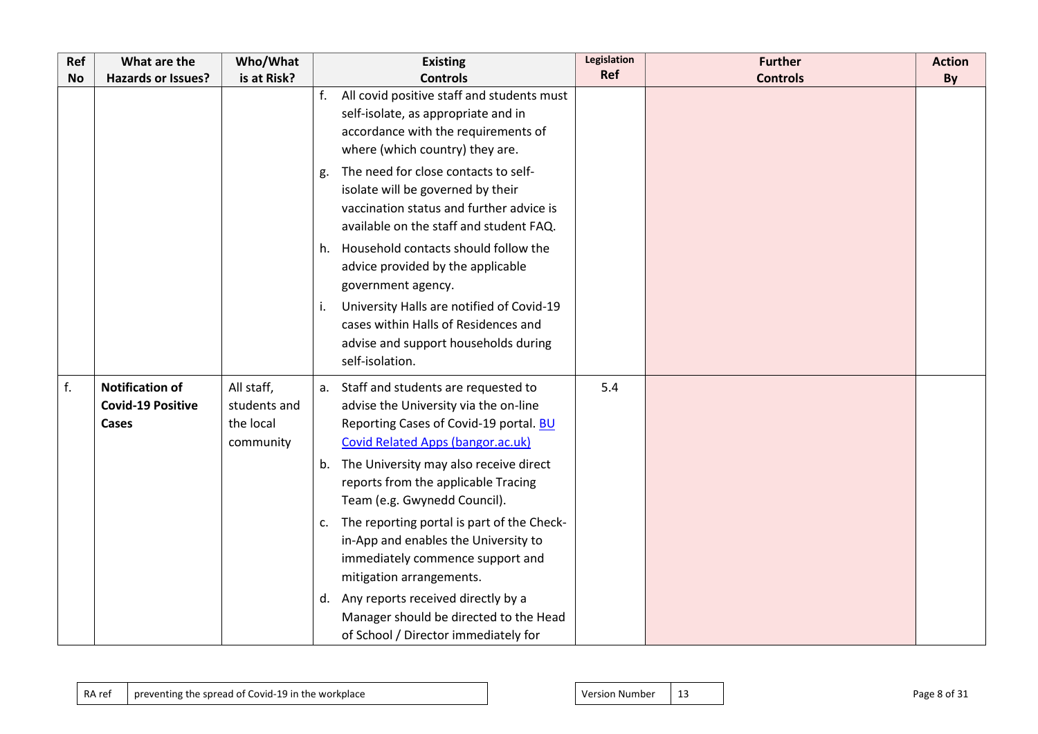| Ref No | What are the Hazards or Issues? | Who/What is at Risk? | Existing Controls | Legislation Ref | Further Controls | Action By |
|---|---|---|---|---|---|---|
| | | | f. All covid positive staff and students must self-isolate, as appropriate and in accordance with the requirements of where (which country) they are.<br>g. The need for close contacts to self-isolate will be governed by their vaccination status and further advice is available on the staff and student FAQ.<br>h. Household contacts should follow the advice provided by the applicable government agency.<br>i. University Halls are notified of Covid-19 cases within Halls of Residences and advise and support households during self-isolation. | | | |
| f. | **Notification of Covid-19 Positive Cases** | All staff, students and the local community | a. Staff and students are requested to advise the University via the on-line Reporting Cases of Covid-19 portal. [BU Covid Related Apps (bangor.ac.uk)]<br>b. The University may also receive direct reports from the applicable Tracing Team (e.g. Gwynedd Council).<br>c. The reporting portal is part of the Check-in-App and enables the University to immediately commence support and mitigation arrangements.<br>d. Any reports received directly by a Manager should be directed to the Head of School / Director immediately for | 5.4 | | |

| RA ref | preventing the spread of Covid-19 in the workplace |
|---|---|

| Version Number | 13 |
|---|---|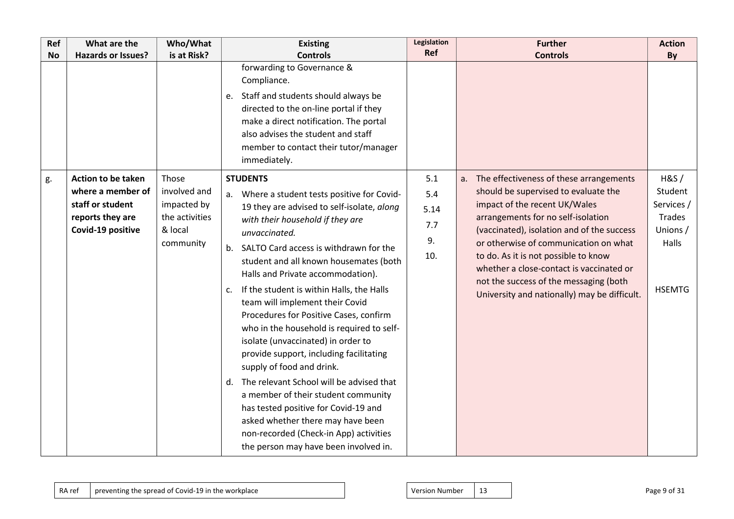| Ref No | What are the Hazards or Issues? | Who/What is at Risk? | Existing Controls | Legislation Ref | Further Controls | Action By |
|---|---|---|---|---|---|---|
| | | | forwarding to Governance & Compliance.<br>e. Staff and students should always be directed to the on-line portal if they make a direct notification. The portal also advises the student and staff member to contact their tutor/manager immediately. | | | |
| g. | **Action to be taken where a member of staff or student reports they are Covid-19 positive** | Those involved and impacted by the activities & local community | **STUDENTS**<br>a. Where a student tests positive for Covid-19 they are advised to self-isolate, *along with their household if they are unvaccinated.*<br>b. SALTO Card access is withdrawn for the student and all known housemates (both Halls and Private accommodation).<br>c. If the student is within Halls, the Halls team will implement their Covid Procedures for Positive Cases, confirm who in the household is required to self-isolate (unvaccinated) in order to provide support, including facilitating supply of food and drink.<br>d. The relevant School will be advised that a member of their student community has tested positive for Covid-19 and asked whether there may have been non-recorded (Check-in App) activities the person may have been involved in. | 5.1<br>5.4<br>5.14<br>7.7<br>9.<br>10. | a. The effectiveness of these arrangements should be supervised to evaluate the impact of the recent UK/Wales arrangements for no self-isolation (vaccinated), isolation and of the success or otherwise of communication on what to do. As it is not possible to know whether a close-contact is vaccinated or not the success of the messaging (both University and nationally) may be difficult. | H&S / Student Services / Trades Unions / Halls<br><br>HSEMTG |

| RA ref | preventing the spread of Covid-19 in the workplace |
|---|---|

| Version Number | 13 |
|---|---|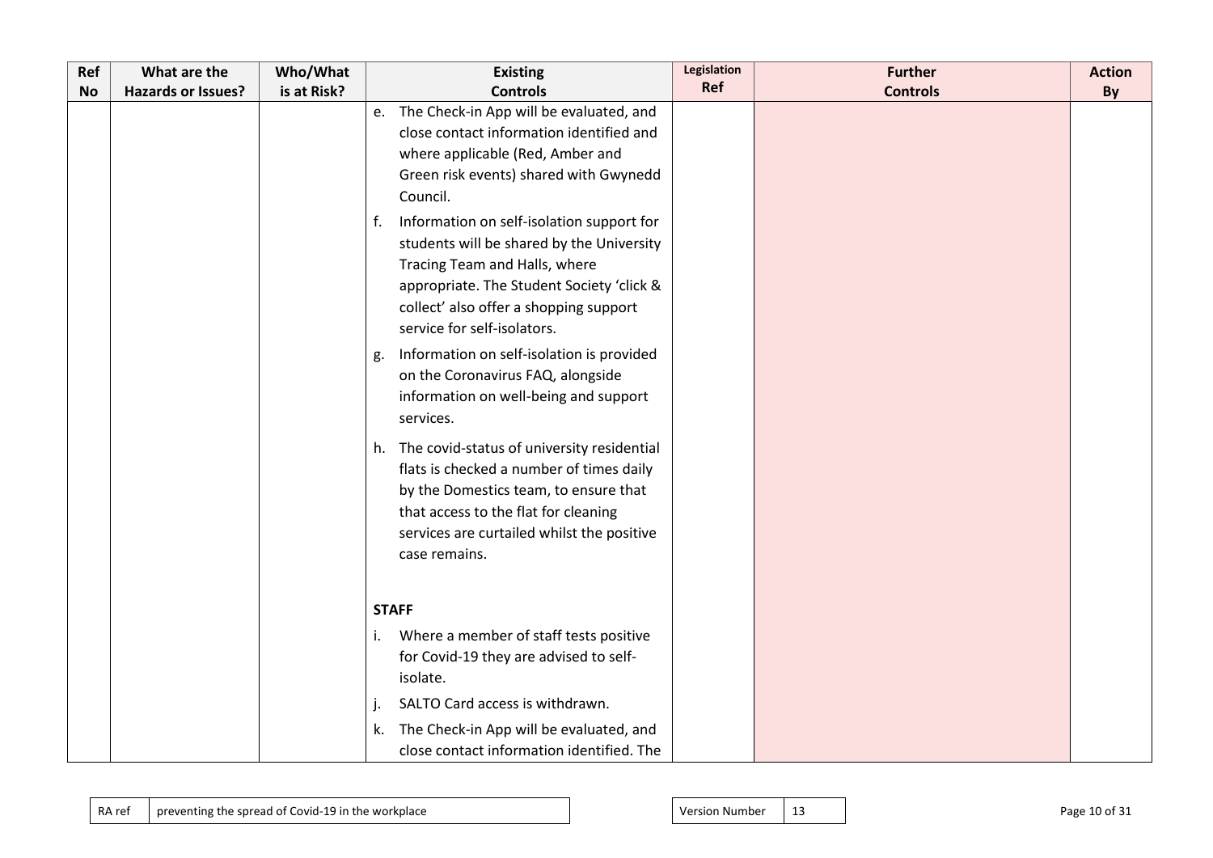| Ref No | What are the Hazards or Issues? | Who/What is at Risk? | Existing Controls | Legislation Ref | Further Controls | Action By |
|---|---|---|---|---|---|---|
| | | | e. The Check-in App will be evaluated, and close contact information identified and where applicable (Red, Amber and Green risk events) shared with Gwynedd Council.<br>f. Information on self-isolation support for students will be shared by the University Tracing Team and Halls, where appropriate. The Student Society 'click & collect' also offer a shopping support service for self-isolators.<br>g. Information on self-isolation is provided on the Coronavirus FAQ, alongside information on well-being and support services.<br>h. The covid-status of university residential flats is checked a number of times daily by the Domestics team, to ensure that that access to the flat for cleaning services are curtailed whilst the positive case remains.<br><br>**STAFF**<br>i. Where a member of staff tests positive for Covid-19 they are advised to self-isolate.<br>j. SALTO Card access is withdrawn.<br>k. The Check-in App will be evaluated, and close contact information identified. The | | | |

RA ref: preventing the spread of Covid-19 in the workplace | Version Number: 13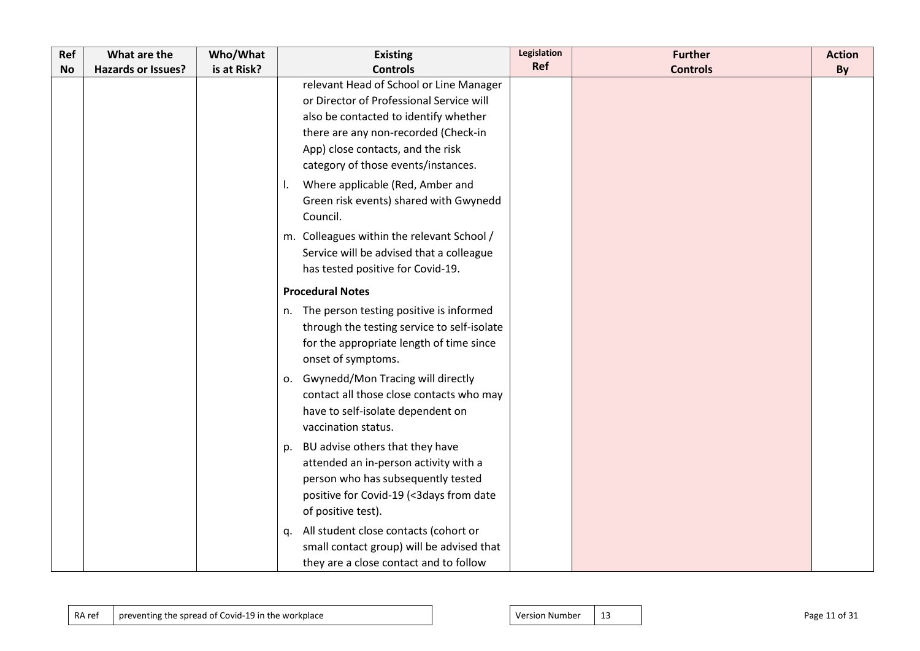| Ref No | What are the Hazards or Issues? | Who/What is at Risk? | Existing Controls | Legislation Ref | Further Controls | Action By |
|---|---|---|---|---|---|---|
| | | | relevant Head of School or Line Manager or Director of Professional Service will also be contacted to identify whether there are any non-recorded (Check-in App) close contacts, and the risk category of those events/instances.<br><br>l. Where applicable (Red, Amber and Green risk events) shared with Gwynedd Council.<br><br>m. Colleagues within the relevant School / Service will be advised that a colleague has tested positive for Covid-19.<br><br>**Procedural Notes**<br><br>n. The person testing positive is informed through the testing service to self-isolate for the appropriate length of time since onset of symptoms.<br><br>o. Gwynedd/Mon Tracing will directly contact all those close contacts who may have to self-isolate dependent on vaccination status.<br><br>p. BU advise others that they have attended an in-person activity with a person who has subsequently tested positive for Covid-19 (<3days from date of positive test).<br><br>q. All student close contacts (cohort or small contact group) will be advised that they are a close contact and to follow | | | |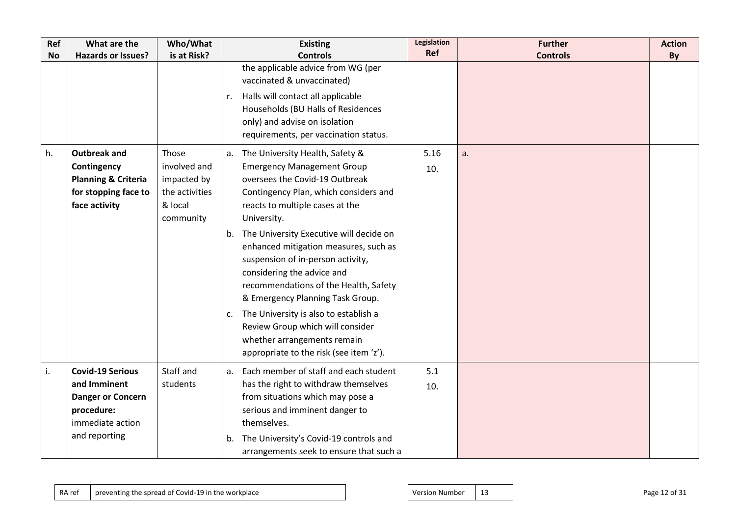| Ref No | What are the Hazards or Issues? | Who/What is at Risk? | Existing Controls | Legislation Ref | Further Controls | Action By |
|---|---|---|---|---|---|---|
| | | | the applicable advice from WG (per vaccinated & unvaccinated)<br>r. Halls will contact all applicable Households (BU Halls of Residences only) and advise on isolation requirements, per vaccination status. | | | |
| h. | **Outbreak and Contingency Planning & Criteria for stopping face to face activity** | Those involved and impacted by the activities & local community | a. The University Health, Safety & Emergency Management Group oversees the Covid-19 Outbreak Contingency Plan, which considers and reacts to multiple cases at the University.<br>b. The University Executive will decide on enhanced mitigation measures, such as suspension of in-person activity, considering the advice and recommendations of the Health, Safety & Emergency Planning Task Group.<br>c. The University is also to establish a Review Group which will consider whether arrangements remain appropriate to the risk (see item 'z'). | 5.16<br>10. | a. | |
| i. | **Covid-19 Serious and Imminent Danger or Concern procedure:** immediate action and reporting | Staff and students | a. Each member of staff and each student has the right to withdraw themselves from situations which may pose a serious and imminent danger to themselves.<br>b. The University's Covid-19 controls and arrangements seek to ensure that such a | 5.1<br>10. | | |

| RA ref | preventing the spread of Covid-19 in the workplace |
|---|---|

| Version Number | 13 |
|---|---|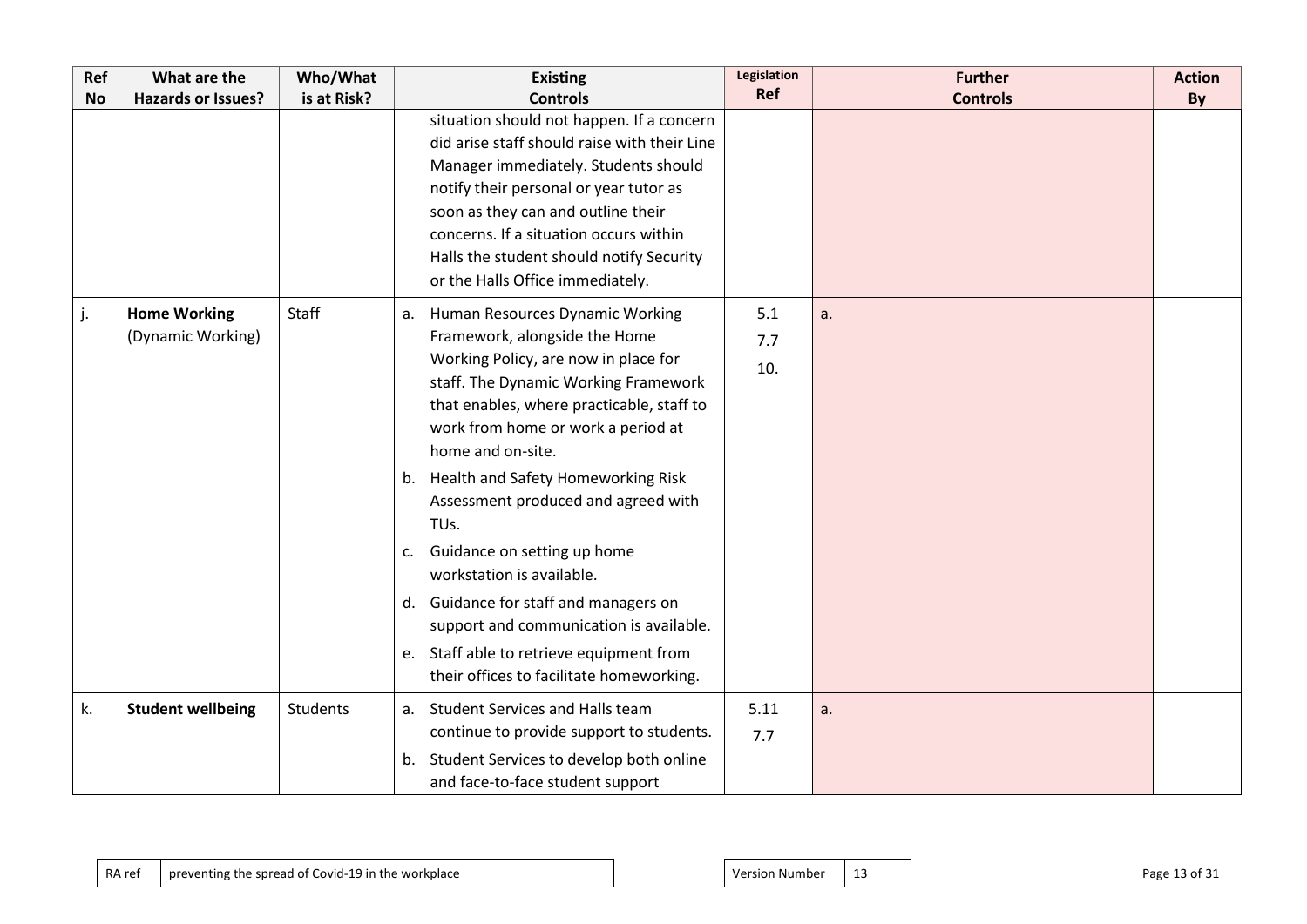| Ref No | What are the Hazards or Issues? | Who/What is at Risk? | Existing Controls | Legislation Ref | Further Controls | Action By |
|---|---|---|---|---|---|---|
| | | | situation should not happen. If a concern did arise staff should raise with their Line Manager immediately. Students should notify their personal or year tutor as soon as they can and outline their concerns. If a situation occurs within Halls the student should notify Security or the Halls Office immediately. | | | |
| j. | **Home Working** (Dynamic Working) | Staff | a. Human Resources Dynamic Working Framework, alongside the Home Working Policy, are now in place for staff. The Dynamic Working Framework that enables, where practicable, staff to work from home or work a period at home and on-site.<br>b. Health and Safety Homeworking Risk Assessment produced and agreed with TUs.<br>c. Guidance on setting up home workstation is available.<br>d. Guidance for staff and managers on support and communication is available.<br>e. Staff able to retrieve equipment from their offices to facilitate homeworking. | 5.1<br>7.7<br>10. | a. | |
| k. | **Student wellbeing** | Students | a. Student Services and Halls team continue to provide support to students.<br>b. Student Services to develop both online and face-to-face student support | 5.11<br>7.7 | a. | |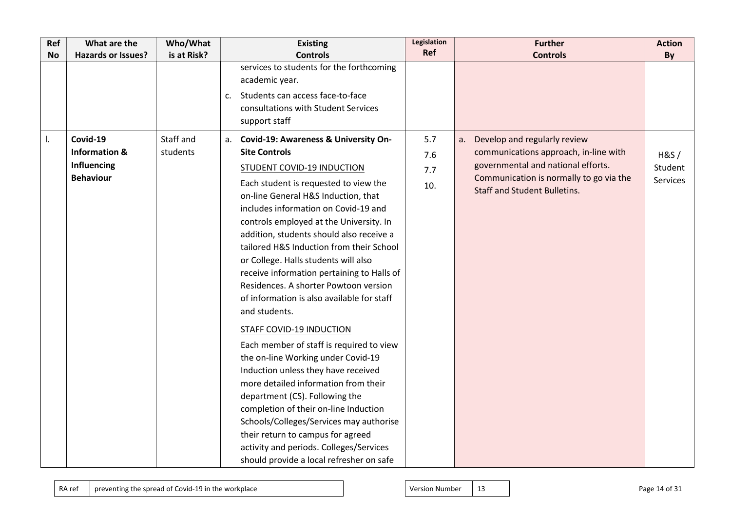| Ref No | What are the Hazards or Issues? | Who/What is at Risk? | Existing Controls | Legislation Ref | Further Controls | Action By |
|---|---|---|---|---|---|---|
| | | | services to students for the forthcoming academic year.<br><br>c. Students can access face-to-face consultations with Student Services support staff | | | |
| l. | **Covid-19 Information & Influencing Behaviour** | Staff and students | a. **Covid-19: Awareness & University On-Site Controls**<br><br>STUDENT COVID-19 INDUCTION<br><br>Each student is requested to view the on-line General H&S Induction, that includes information on Covid-19 and controls employed at the University. In addition, students should also receive a tailored H&S Induction from their School or College. Halls students will also receive information pertaining to Halls of Residences. A shorter Powtoon version of information is also available for staff and students.<br><br>STAFF COVID-19 INDUCTION<br><br>Each member of staff is required to view the on-line Working under Covid-19 Induction unless they have received more detailed information from their department (CS). Following the completion of their on-line Induction Schools/Colleges/Services may authorise their return to campus for agreed activity and periods. Colleges/Services should provide a local refresher on safe | 5.7<br>7.6<br>7.7<br>10. | a. Develop and regularly review communications approach, in-line with governmental and national efforts. Communication is normally to go via the Staff and Student Bulletins. | H&S / Student Services |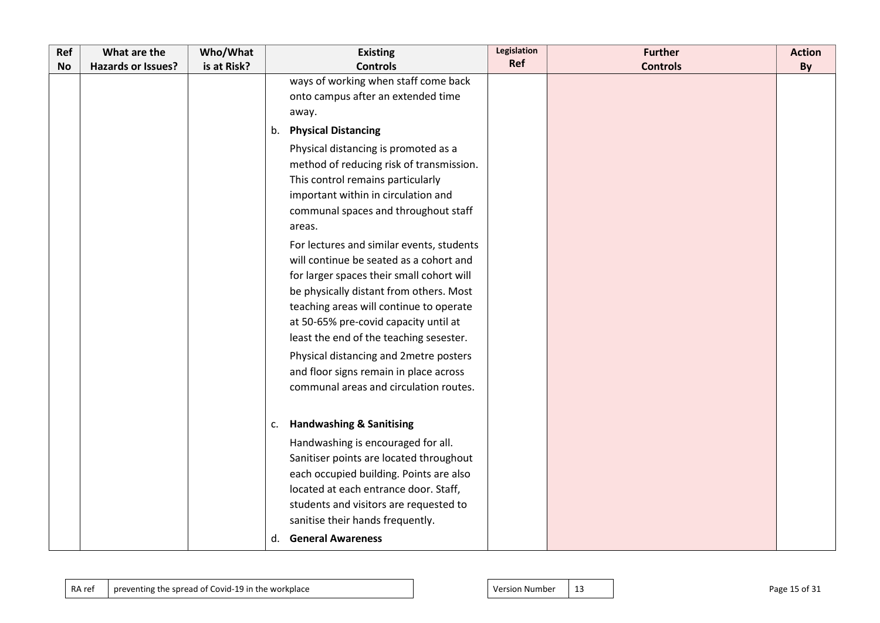| Ref No | What are the Hazards or Issues? | Who/What is at Risk? | Existing Controls | Legislation Ref | Further Controls | Action By |
|---|---|---|---|---|---|---|
| | | | ways of working when staff come back onto campus after an extended time away.<br><br>b. **Physical Distancing**<br><br>Physical distancing is promoted as a method of reducing risk of transmission. This control remains particularly important within in circulation and communal spaces and throughout staff areas.<br><br>For lectures and similar events, students will continue be seated as a cohort and for larger spaces their small cohort will be physically distant from others. Most teaching areas will continue to operate at 50-65% pre-covid capacity until at least the end of the teaching sesester.<br><br>Physical distancing and 2metre posters and floor signs remain in place across communal areas and circulation routes.<br><br>c. **Handwashing & Sanitising**<br><br>Handwashing is encouraged for all. Sanitiser points are located throughout each occupied building. Points are also located at each entrance door. Staff, students and visitors are requested to sanitise their hands frequently.<br><br>d. **General Awareness** | | | |

| RA ref | preventing the spread of Covid-19 in the workplace | Version Number | 13 |
|---|---|---|---|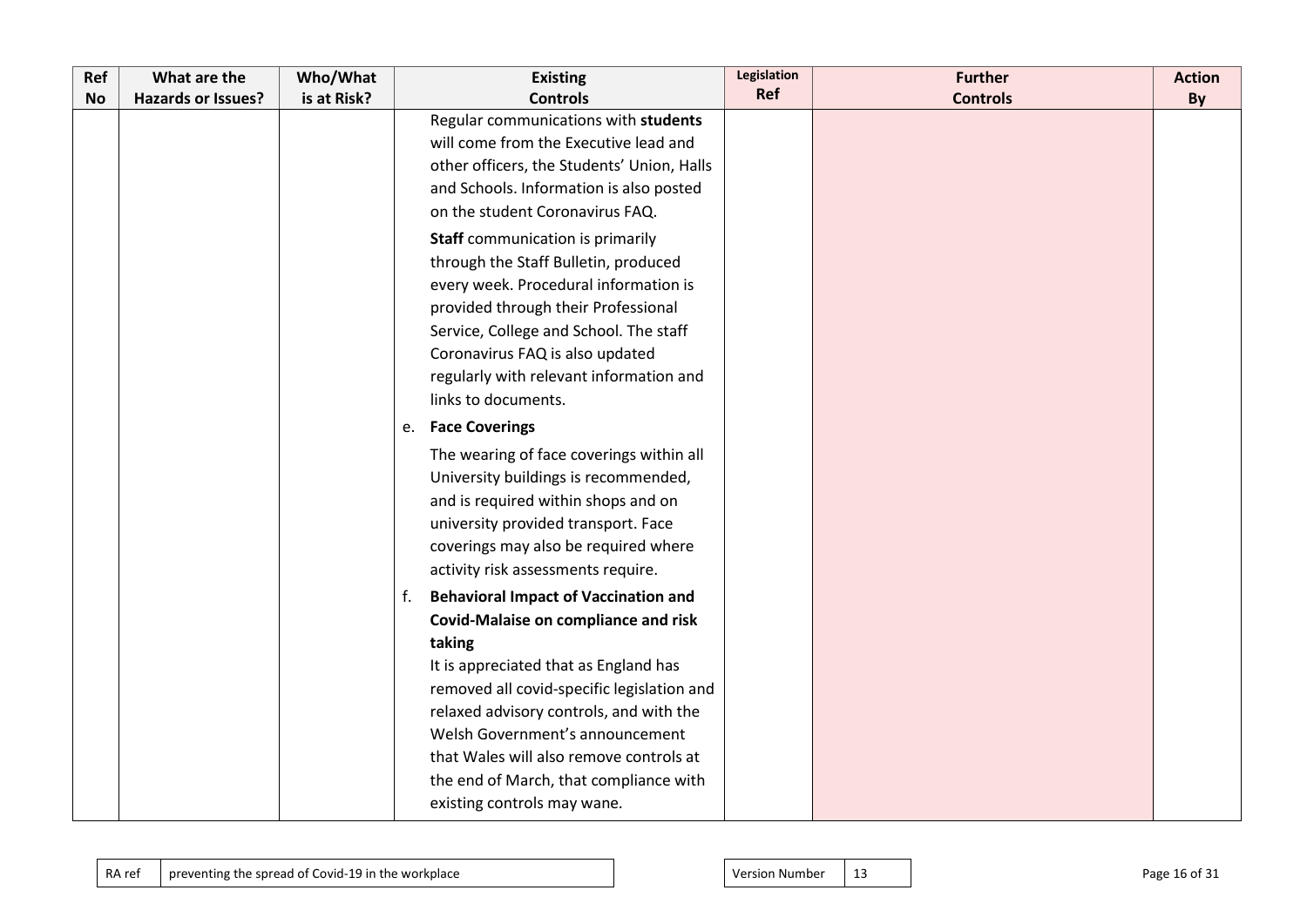| Ref No | What are the Hazards or Issues? | Who/What is at Risk? | Existing Controls | Legislation Ref | Further Controls | Action By |
|---|---|---|---|---|---|---|
| | | | Regular communications with **students** will come from the Executive lead and other officers, the Students' Union, Halls and Schools. Information is also posted on the student Coronavirus FAQ.<br><br>**Staff** communication is primarily through the Staff Bulletin, produced every week. Procedural information is provided through their Professional Service, College and School. The staff Coronavirus FAQ is also updated regularly with relevant information and links to documents.<br><br>e. **Face Coverings**<br><br>The wearing of face coverings within all University buildings is recommended, and is required within shops and on university provided transport. Face coverings may also be required where activity risk assessments require.<br><br>f. **Behavioral Impact of Vaccination and Covid-Malaise on compliance and risk taking**<br>It is appreciated that as England has removed all covid-specific legislation and relaxed advisory controls, and with the Welsh Government's announcement that Wales will also remove controls at the end of March, that compliance with existing controls may wane. | | | |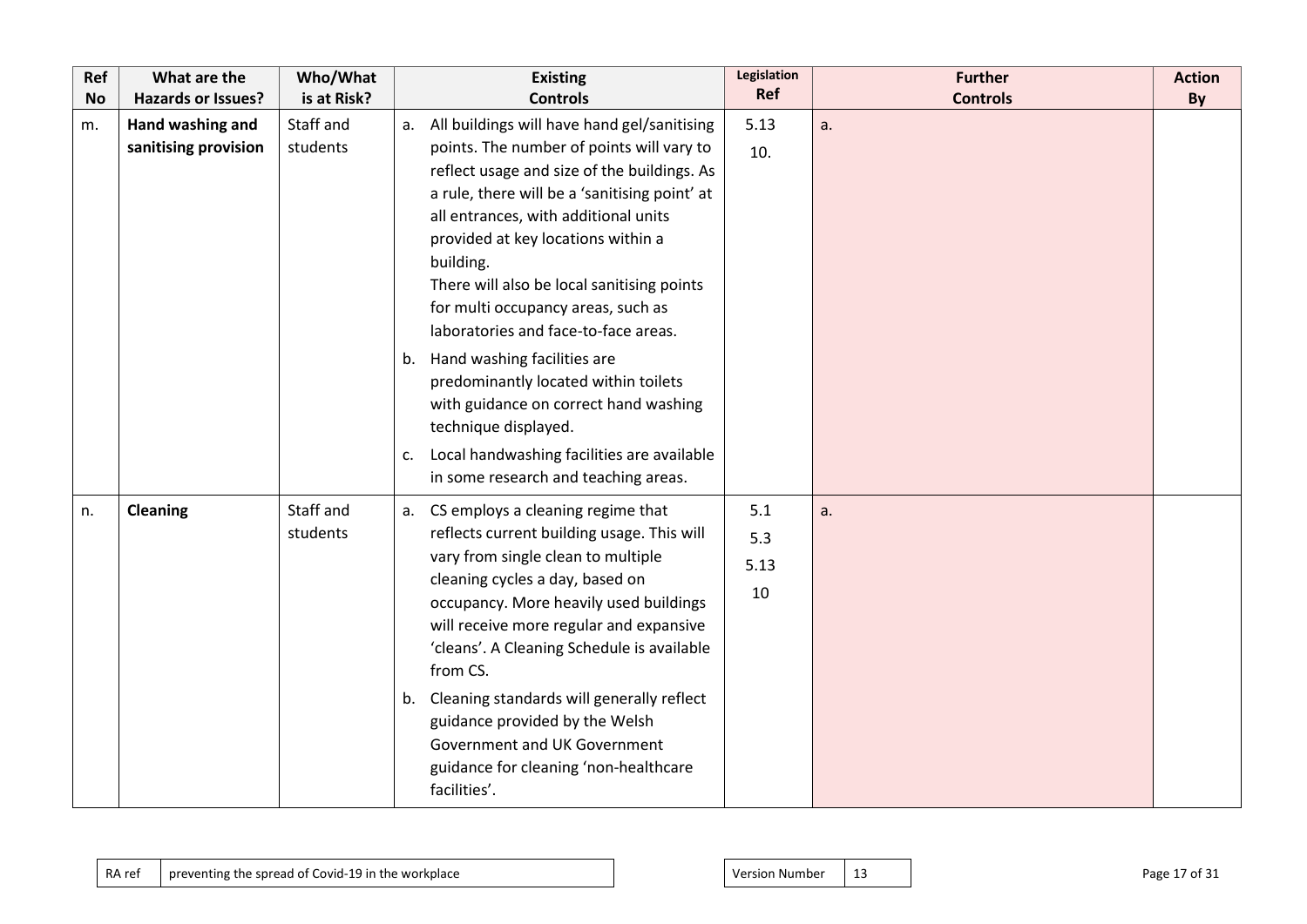| Ref No | What are the Hazards or Issues? | Who/What is at Risk? | Existing Controls | Legislation Ref | Further Controls | Action By |
|---|---|---|---|---|---|---|
| m. | **Hand washing and sanitising provision** | Staff and students | a. All buildings will have hand gel/sanitising points. The number of points will vary to reflect usage and size of the buildings. As a rule, there will be a 'sanitising point' at all entrances, with additional units provided at key locations within a building. There will also be local sanitising points for multi occupancy areas, such as laboratories and face-to-face areas.<br>b. Hand washing facilities are predominantly located within toilets with guidance on correct hand washing technique displayed.<br>c. Local handwashing facilities are available in some research and teaching areas. | 5.13<br>10. | a. | |
| n. | **Cleaning** | Staff and students | a. CS employs a cleaning regime that reflects current building usage. This will vary from single clean to multiple cleaning cycles a day, based on occupancy. More heavily used buildings will receive more regular and expansive 'cleans'. A Cleaning Schedule is available from CS.<br>b. Cleaning standards will generally reflect guidance provided by the Welsh Government and UK Government guidance for cleaning 'non-healthcare facilities'. | 5.1<br>5.3<br>5.13<br>10 | a. | |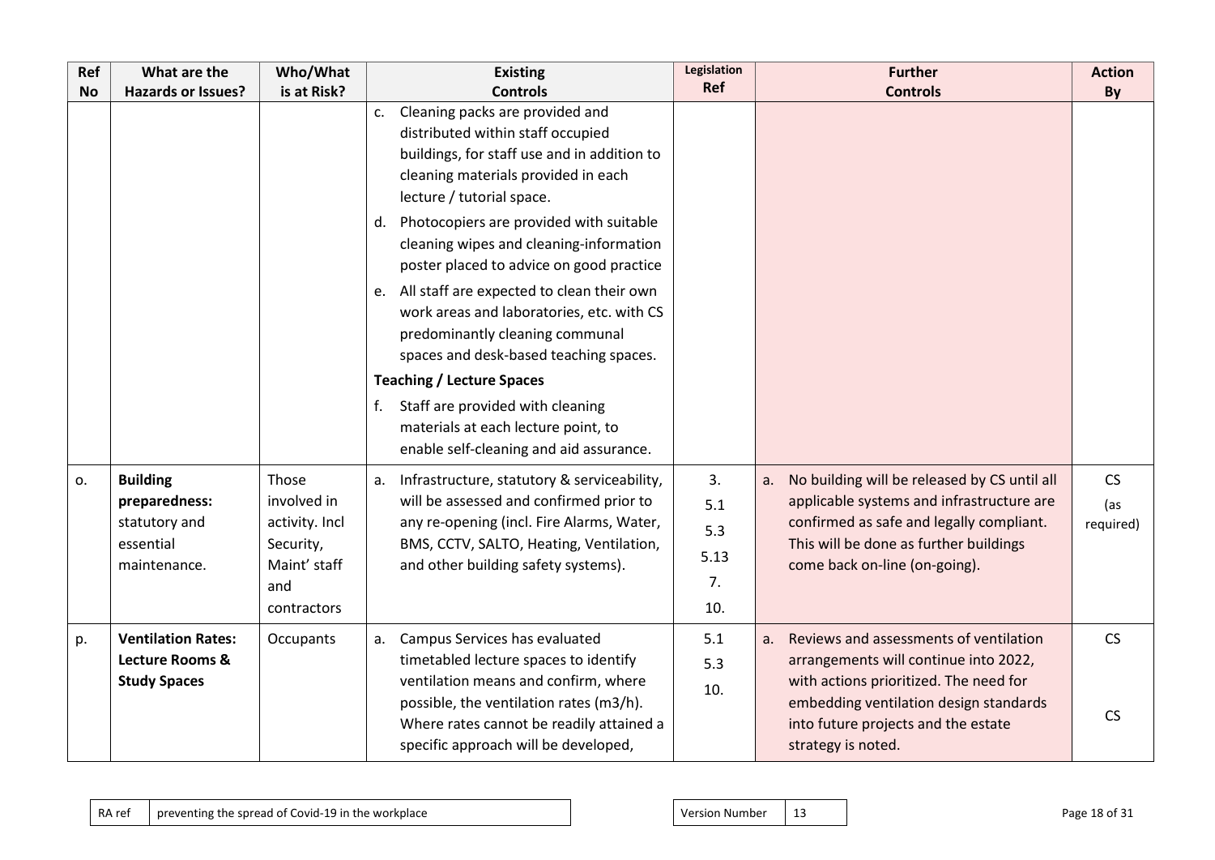| Ref No | What are the Hazards or Issues? | Who/What is at Risk? | Existing Controls | Legislation Ref | Further Controls | Action By |
|---|---|---|---|---|---|---|
| | | | c. Cleaning packs are provided and distributed within staff occupied buildings, for staff use and in addition to cleaning materials provided in each lecture / tutorial space.<br>d. Photocopiers are provided with suitable cleaning wipes and cleaning-information poster placed to advice on good practice<br>e. All staff are expected to clean their own work areas and laboratories, etc. with CS predominantly cleaning communal spaces and desk-based teaching spaces.<br>**Teaching / Lecture Spaces**<br>f. Staff are provided with cleaning materials at each lecture point, to enable self-cleaning and aid assurance. | | | |
| o. | **Building preparedness:** statutory and essential maintenance. | Those involved in activity. Incl Security, Maint' staff and contractors | a. Infrastructure, statutory & serviceability, will be assessed and confirmed prior to any re-opening (incl. Fire Alarms, Water, BMS, CCTV, SALTO, Heating, Ventilation, and other building safety systems). | 3.<br>5.1<br>5.3<br>5.13<br>7.<br>10. | a. No building will be released by CS until all applicable systems and infrastructure are confirmed as safe and legally compliant. This will be done as further buildings come back on-line (on-going). | CS<br>(as required) |
| p. | **Ventilation Rates: Lecture Rooms & Study Spaces** | Occupants | a. Campus Services has evaluated timetabled lecture spaces to identify ventilation means and confirm, where possible, the ventilation rates (m3/h). Where rates cannot be readily attained a specific approach will be developed, | 5.1<br>5.3<br>10. | a. Reviews and assessments of ventilation arrangements will continue into 2022, with actions prioritized. The need for embedding ventilation design standards into future projects and the estate strategy is noted. | CS<br><br>CS |

| RA ref | preventing the spread of Covid-19 in the workplace | Version Number | 13 |
|---|---|---|---|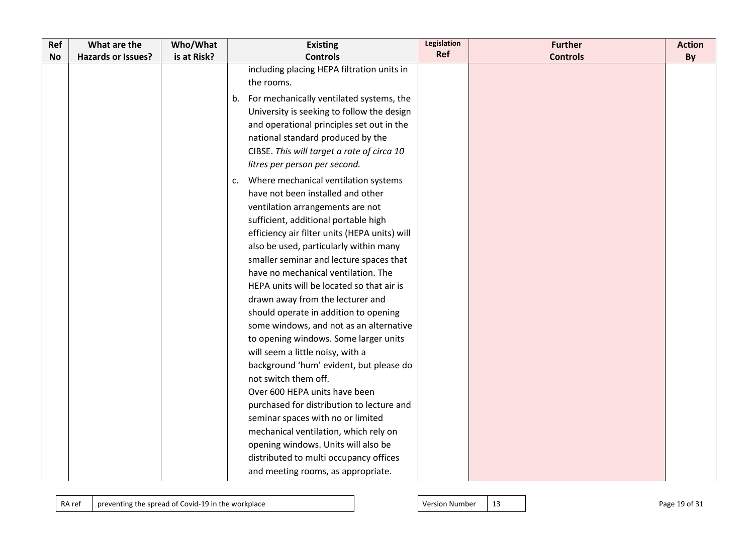| Ref No | What are the Hazards or Issues? | Who/What is at Risk? | Existing Controls | Legislation Ref | Further Controls | Action By |
|---|---|---|---|---|---|---|
| | | | including placing HEPA filtration units in the rooms.<br><br>b. For mechanically ventilated systems, the University is seeking to follow the design and operational principles set out in the national standard produced by the CIBSE. *This will target a rate of circa 10 litres per person per second.*<br><br>c. Where mechanical ventilation systems have not been installed and other ventilation arrangements are not sufficient, additional portable high efficiency air filter units (HEPA units) will also be used, particularly within many smaller seminar and lecture spaces that have no mechanical ventilation. The HEPA units will be located so that air is drawn away from the lecturer and should operate in addition to opening some windows, and not as an alternative to opening windows. Some larger units will seem a little noisy, with a background 'hum' evident, but please do not switch them off.<br>Over 600 HEPA units have been purchased for distribution to lecture and seminar spaces with no or limited mechanical ventilation, which rely on opening windows. Units will also be distributed to multi occupancy offices and meeting rooms, as appropriate. | | | |

| RA ref | preventing the spread of Covid-19 in the workplace |
|---|---|

| Version Number | 13 |
|---|---|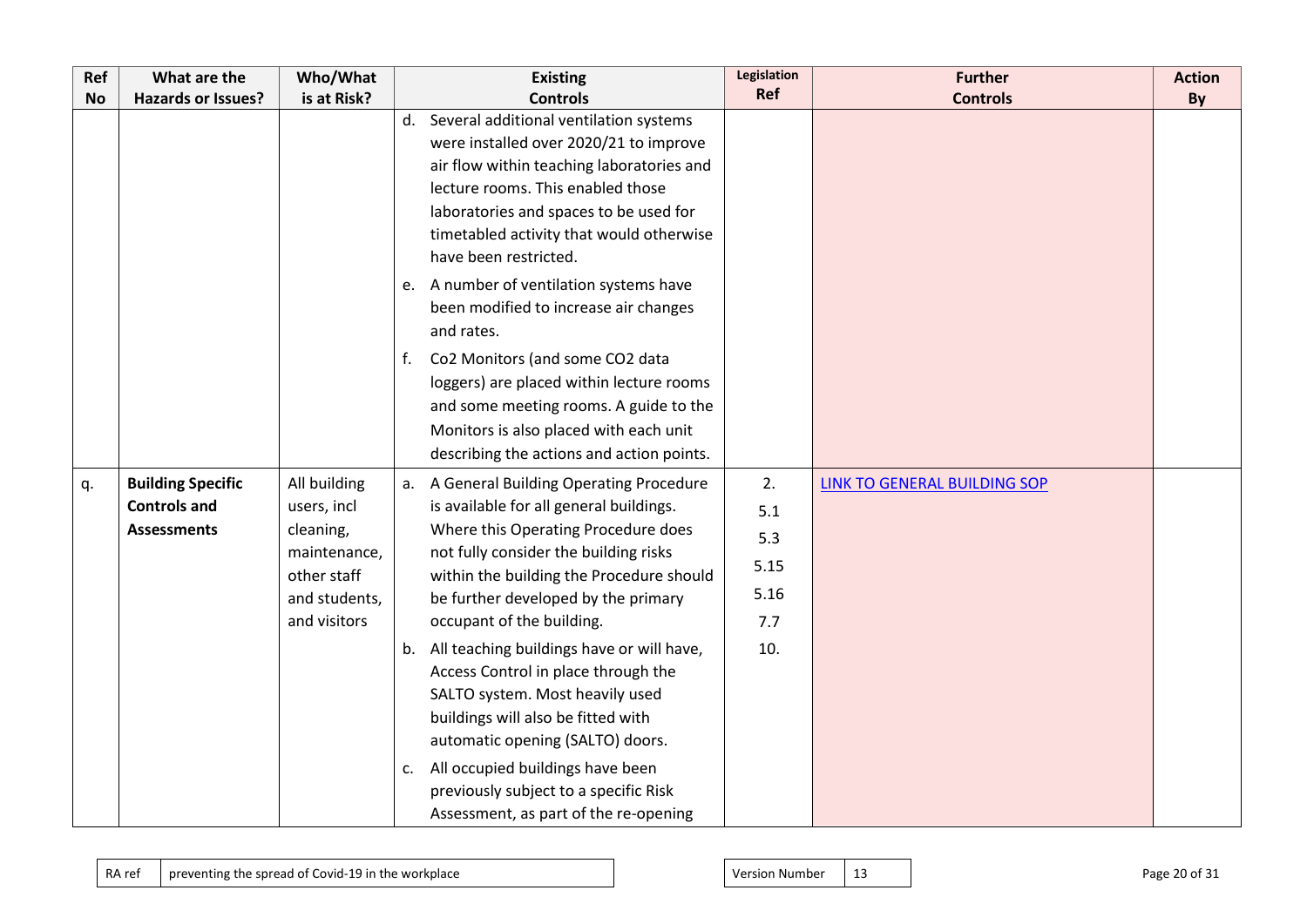| Ref No | What are the Hazards or Issues? | Who/What is at Risk? | Existing Controls | Legislation Ref | Further Controls | Action By |
|---|---|---|---|---|---|---|
| | | | d. Several additional ventilation systems were installed over 2020/21 to improve air flow within teaching laboratories and lecture rooms. This enabled those laboratories and spaces to be used for timetabled activity that would otherwise have been restricted.<br><br>e. A number of ventilation systems have been modified to increase air changes and rates.<br><br>f. Co2 Monitors (and some CO2 data loggers) are placed within lecture rooms and some meeting rooms. A guide to the Monitors is also placed with each unit describing the actions and action points. | | | |
| q. | **Building Specific Controls and Assessments** | All building users, incl cleaning, maintenance, other staff and students, and visitors | a. A General Building Operating Procedure is available for all general buildings. Where this Operating Procedure does not fully consider the building risks within the building the Procedure should be further developed by the primary occupant of the building.<br><br>b. All teaching buildings have or will have, Access Control in place through the SALTO system. Most heavily used buildings will also be fitted with automatic opening (SALTO) doors.<br><br>c. All occupied buildings have been previously subject to a specific Risk Assessment, as part of the re-opening | 2.<br>5.1<br>5.3<br>5.15<br>5.16<br>7.7<br>10. | LINK TO GENERAL BUILDING SOP | |

RA ref: preventing the spread of Covid-19 in the workplace | Version Number: 13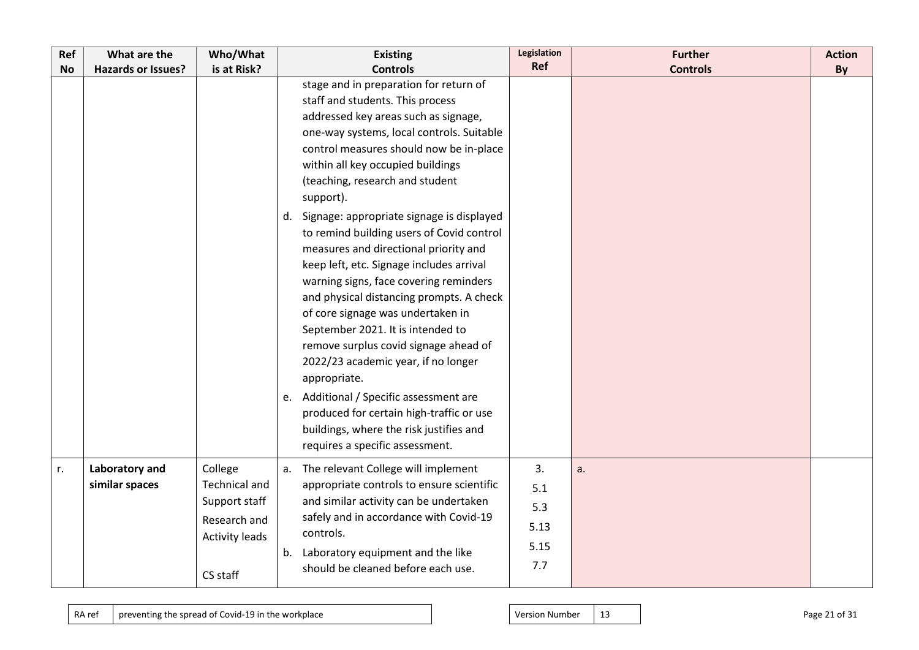| Ref No | What are the Hazards or Issues? | Who/What is at Risk? | Existing Controls | Legislation Ref | Further Controls | Action By |
|---|---|---|---|---|---|---|
| | | | stage and in preparation for return of staff and students. This process addressed key areas such as signage, one-way systems, local controls. Suitable control measures should now be in-place within all key occupied buildings (teaching, research and student support).<br>d. Signage: appropriate signage is displayed to remind building users of Covid control measures and directional priority and keep left, etc. Signage includes arrival warning signs, face covering reminders and physical distancing prompts. A check of core signage was undertaken in September 2021. It is intended to remove surplus covid signage ahead of 2022/23 academic year, if no longer appropriate.<br>e. Additional / Specific assessment are produced for certain high-traffic or use buildings, where the risk justifies and requires a specific assessment. | | | |
| r. | **Laboratory and similar spaces** | College Technical and Support staff<br>Research and Activity leads<br><br>CS staff | a. The relevant College will implement appropriate controls to ensure scientific and similar activity can be undertaken safely and in accordance with Covid-19 controls.<br>b. Laboratory equipment and the like should be cleaned before each use. | 3.<br>5.1<br>5.3<br>5.13<br>5.15<br>7.7 | a. | |

RA ref: preventing the spread of Covid-19 in the workplace

Version Number: 13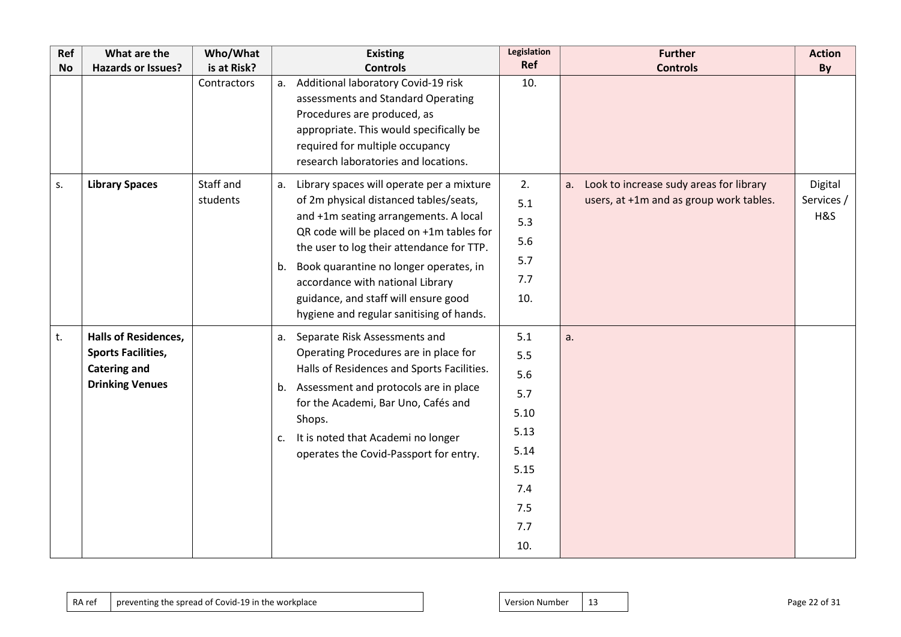| Ref No | What are the Hazards or Issues? | Who/What is at Risk? | Existing Controls | Legislation Ref | Further Controls | Action By |
|---|---|---|---|---|---|---|
| | | Contractors | a. Additional laboratory Covid-19 risk assessments and Standard Operating Procedures are produced, as appropriate. This would specifically be required for multiple occupancy research laboratories and locations. | 10. | | |
| s. | **Library Spaces** | Staff and students | a. Library spaces will operate per a mixture of 2m physical distanced tables/seats, and +1m seating arrangements. A local QR code will be placed on +1m tables for the user to log their attendance for TTP.<br>b. Book quarantine no longer operates, in accordance with national Library guidance, and staff will ensure good hygiene and regular sanitising of hands. | 2.<br>5.1<br>5.3<br>5.6<br>5.7<br>7.7<br>10. | a. Look to increase sudy areas for library users, at +1m and as group work tables. | Digital Services / H&S |
| t. | **Halls of Residences, Sports Facilities, Catering and Drinking Venues** | | a. Separate Risk Assessments and Operating Procedures are in place for Halls of Residences and Sports Facilities.<br>b. Assessment and protocols are in place for the Academi, Bar Uno, Cafés and Shops.<br>c. It is noted that Academi no longer operates the Covid-Passport for entry. | 5.1<br>5.5<br>5.6<br>5.7<br>5.10<br>5.13<br>5.14<br>5.15<br>7.4<br>7.5<br>7.7<br>10. | a. | |

| RA ref | preventing the spread of Covid-19 in the workplace |
|---|---|

| Version Number | 13 |
|---|---|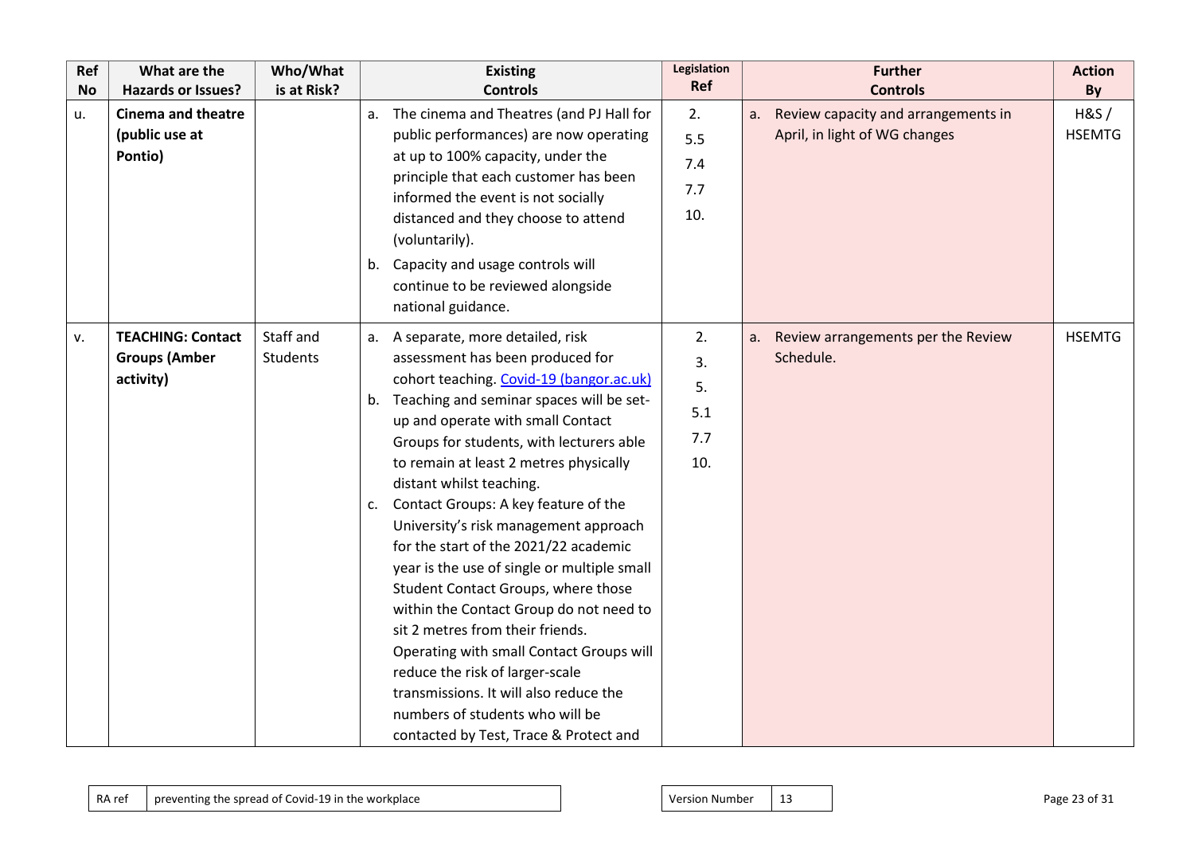| Ref No | What are the Hazards or Issues? | Who/What is at Risk? | Existing Controls | Legislation Ref | Further Controls | Action By |
|---|---|---|---|---|---|---|
| u. | **Cinema and theatre (public use at Pontio)** | | a. The cinema and Theatres (and PJ Hall for public performances) are now operating at up to 100% capacity, under the principle that each customer has been informed the event is not socially distanced and they choose to attend (voluntarily).<br>b. Capacity and usage controls will continue to be reviewed alongside national guidance. | 2.<br>5.5<br>7.4<br>7.7<br>10. | a. Review capacity and arrangements in April, in light of WG changes | H&S / HSEMTG |
| v. | **TEACHING: Contact Groups (Amber activity)** | Staff and Students | a. A separate, more detailed, risk assessment has been produced for cohort teaching. [Covid-19 (bangor.ac.uk)]<br>b. Teaching and seminar spaces will be set-up and operate with small Contact Groups for students, with lecturers able to remain at least 2 metres physically distant whilst teaching.<br>c. Contact Groups: A key feature of the University's risk management approach for the start of the 2021/22 academic year is the use of single or multiple small Student Contact Groups, where those within the Contact Group do not need to sit 2 metres from their friends. Operating with small Contact Groups will reduce the risk of larger-scale transmissions. It will also reduce the numbers of students who will be contacted by Test, Trace & Protect and | 2.<br>3.<br>5.<br>5.1<br>7.7<br>10. | a. Review arrangements per the Review Schedule. | HSEMTG |

| RA ref | preventing the spread of Covid-19 in the workplace |
|---|---|

| Version Number | 13 |
|---|---|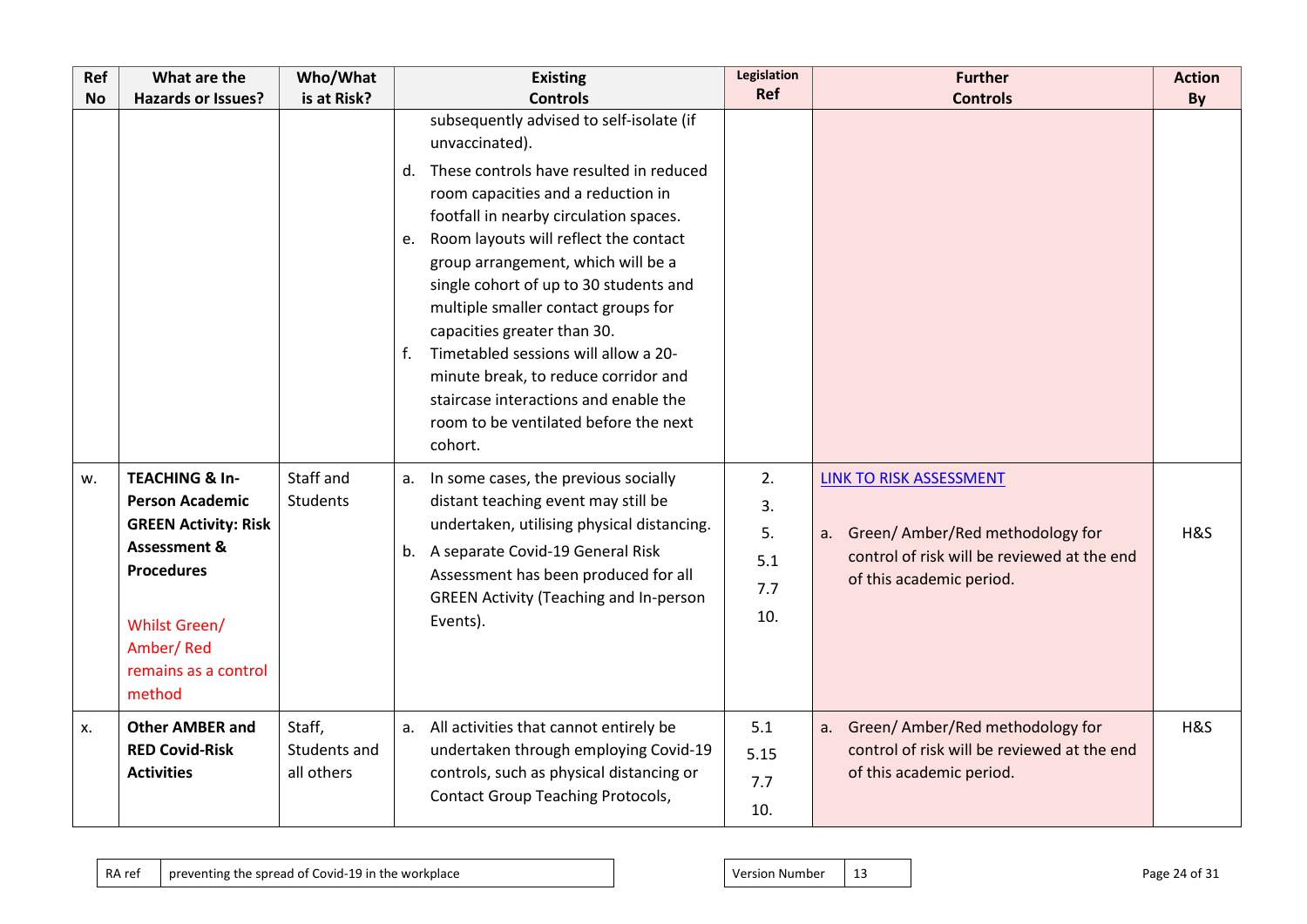| Ref No | What are the Hazards or Issues? | Who/What is at Risk? | Existing Controls | Legislation Ref | Further Controls | Action By |
|---|---|---|---|---|---|---|
| | | | subsequently advised to self-isolate (if unvaccinated).<br>d. These controls have resulted in reduced room capacities and a reduction in footfall in nearby circulation spaces.<br>e. Room layouts will reflect the contact group arrangement, which will be a single cohort of up to 30 students and multiple smaller contact groups for capacities greater than 30.<br>f. Timetabled sessions will allow a 20-minute break, to reduce corridor and staircase interactions and enable the room to be ventilated before the next cohort. | | | |
| w. | **TEACHING & In-Person Academic GREEN Activity: Risk Assessment & Procedures**<br><br>Whilst Green/ Amber/ Red remains as a control method | Staff and Students | a. In some cases, the previous socially distant teaching event may still be undertaken, utilising physical distancing.<br>b. A separate Covid-19 General Risk Assessment has been produced for all GREEN Activity (Teaching and In-person Events). | 2.<br>3.<br>5.<br>5.1<br>7.7<br>10. | LINK TO RISK ASSESSMENT<br><br>a. Green/ Amber/Red methodology for control of risk will be reviewed at the end of this academic period. | H&S |
| x. | **Other AMBER and RED Covid-Risk Activities** | Staff, Students and all others | a. All activities that cannot entirely be undertaken through employing Covid-19 controls, such as physical distancing or Contact Group Teaching Protocols, | 5.1<br>5.15<br>7.7<br>10. | a. Green/ Amber/Red methodology for control of risk will be reviewed at the end of this academic period. | H&S |

| RA ref | preventing the spread of Covid-19 in the workplace | Version Number | 13 |
|---|---|---|---|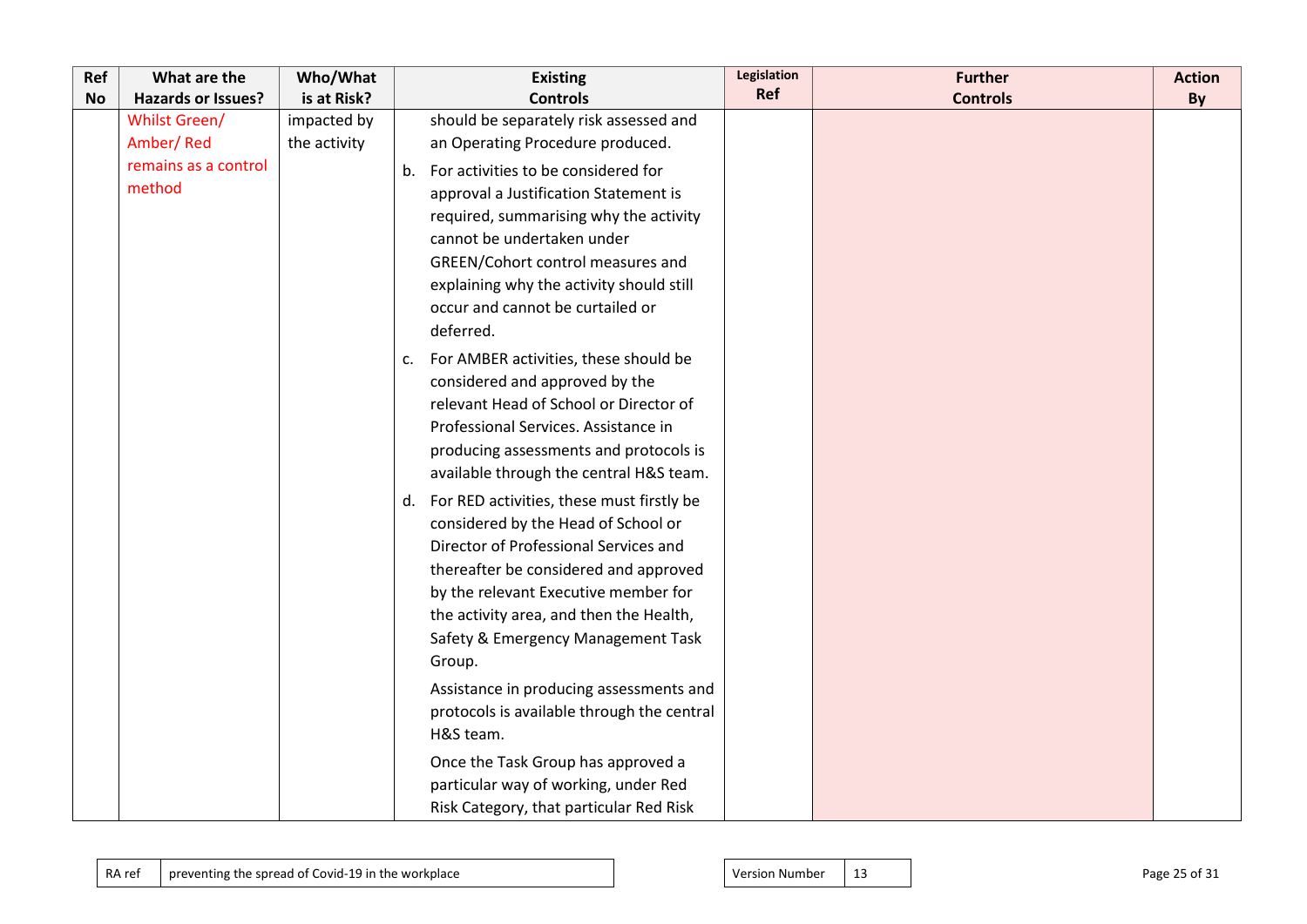| Ref No | What are the Hazards or Issues? | Who/What is at Risk? | Existing Controls | Legislation Ref | Further Controls | Action By |
|---|---|---|---|---|---|---|
| | Whilst Green/ Amber/ Red remains as a control method | impacted by the activity | should be separately risk assessed and an Operating Procedure produced.<br>b. For activities to be considered for approval a Justification Statement is required, summarising why the activity cannot be undertaken under GREEN/Cohort control measures and explaining why the activity should still occur and cannot be curtailed or deferred.<br>c. For AMBER activities, these should be considered and approved by the relevant Head of School or Director of Professional Services. Assistance in producing assessments and protocols is available through the central H&S team.<br>d. For RED activities, these must firstly be considered by the Head of School or Director of Professional Services and thereafter be considered and approved by the relevant Executive member for the activity area, and then the Health, Safety & Emergency Management Task Group.<br>Assistance in producing assessments and protocols is available through the central H&S team.<br>Once the Task Group has approved a particular way of working, under Red Risk Category, that particular Red Risk | | | |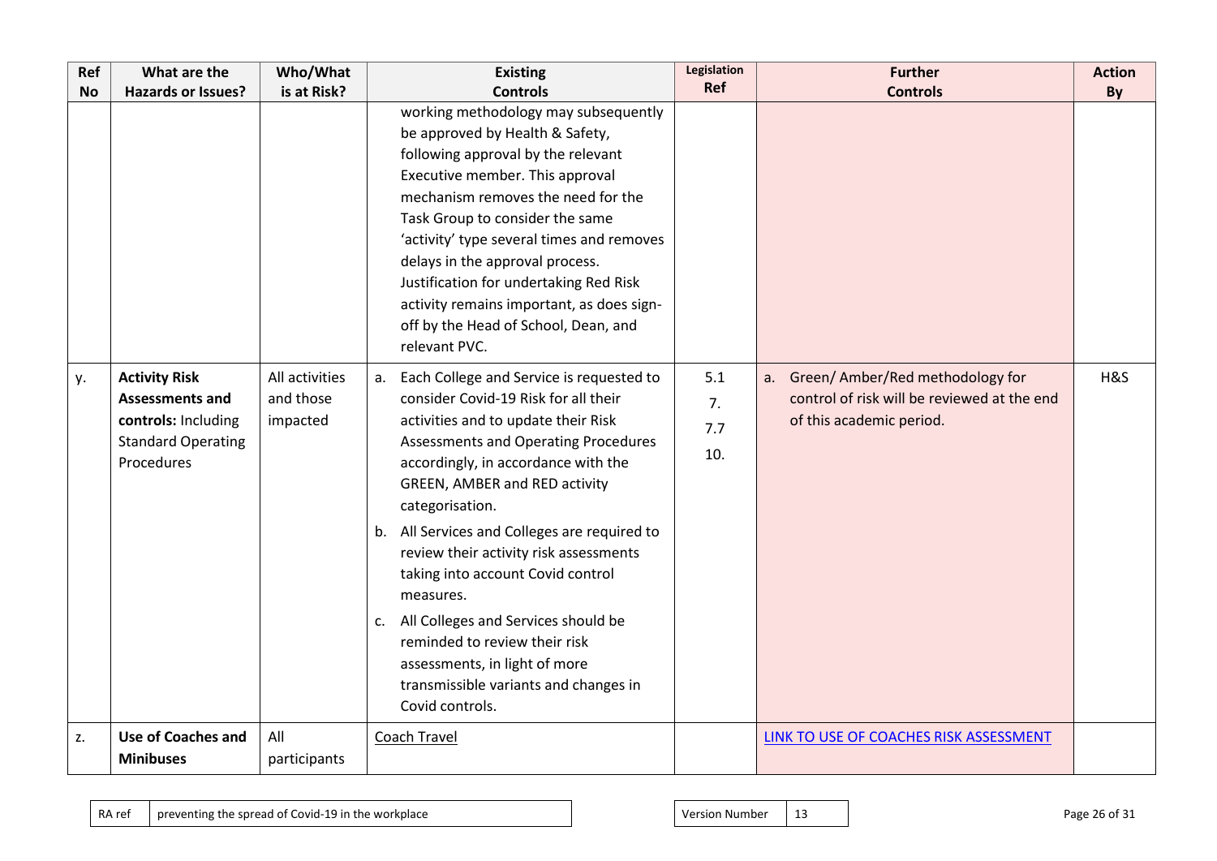| Ref No | What are the Hazards or Issues? | Who/What is at Risk? | Existing Controls | Legislation Ref | Further Controls | Action By |
|---|---|---|---|---|---|---|
| | | | working methodology may subsequently be approved by Health & Safety, following approval by the relevant Executive member. This approval mechanism removes the need for the Task Group to consider the same 'activity' type several times and removes delays in the approval process. Justification for undertaking Red Risk activity remains important, as does sign-off by the Head of School, Dean, and relevant PVC. | | | |
| y. | **Activity Risk Assessments and controls:** Including Standard Operating Procedures | All activities and those impacted | a. Each College and Service is requested to consider Covid-19 Risk for all their activities and to update their Risk Assessments and Operating Procedures accordingly, in accordance with the GREEN, AMBER and RED activity categorisation.<br>b. All Services and Colleges are required to review their activity risk assessments taking into account Covid control measures.<br>c. All Colleges and Services should be reminded to review their risk assessments, in light of more transmissible variants and changes in Covid controls. | 5.1<br>7.<br>7.7<br>10. | a. Green/ Amber/Red methodology for control of risk will be reviewed at the end of this academic period. | H&S |
| z. | **Use of Coaches and Minibuses** | All participants | Coach Travel | | LINK TO USE OF COACHES RISK ASSESSMENT | |

| RA ref | preventing the spread of Covid-19 in the workplace |
|---|---|

| Version Number | 13 |
|---|---|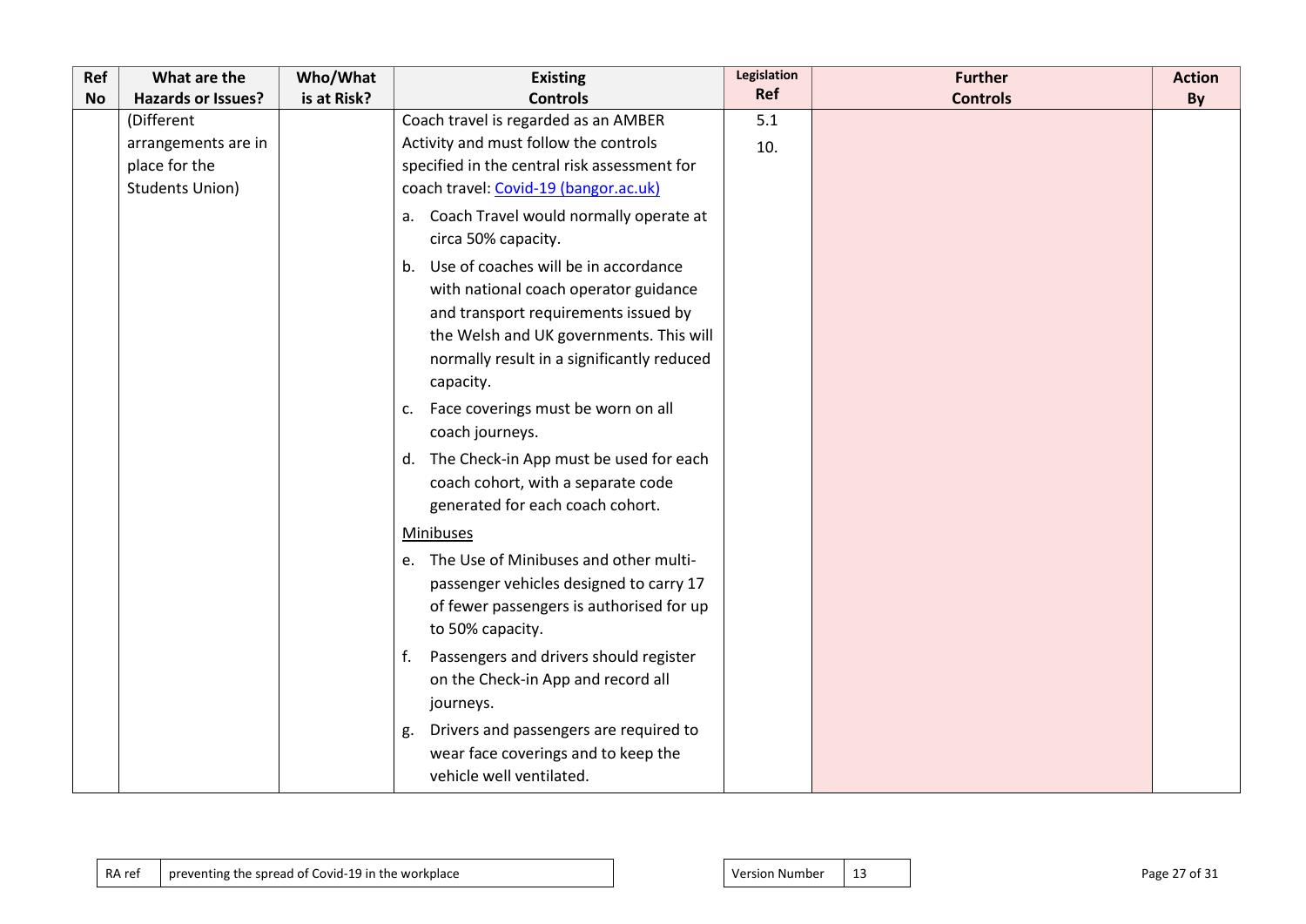| Ref No | What are the Hazards or Issues? | Who/What is at Risk? | Existing Controls | Legislation Ref | Further Controls | Action By |
|---|---|---|---|---|---|---|
| | (Different arrangements are in place for the Students Union) | | Coach travel is regarded as an AMBER Activity and must follow the controls specified in the central risk assessment for coach travel: [Covid-19 (bangor.ac.uk)](#)<br><br>a. Coach Travel would normally operate at circa 50% capacity.<br><br>b. Use of coaches will be in accordance with national coach operator guidance and transport requirements issued by the Welsh and UK governments. This will normally result in a significantly reduced capacity.<br><br>c. Face coverings must be worn on all coach journeys.<br><br>d. The Check-in App must be used for each coach cohort, with a separate code generated for each coach cohort.<br><br>Minibuses<br><br>e. The Use of Minibuses and other multi-passenger vehicles designed to carry 17 of fewer passengers is authorised for up to 50% capacity.<br><br>f. Passengers and drivers should register on the Check-in App and record all journeys.<br><br>g. Drivers and passengers are required to wear face coverings and to keep the vehicle well ventilated. | 5.1<br>10. | | |

| RA ref | preventing the spread of Covid-19 in the workplace |
|---|---|

| Version Number | 13 |
|---|---|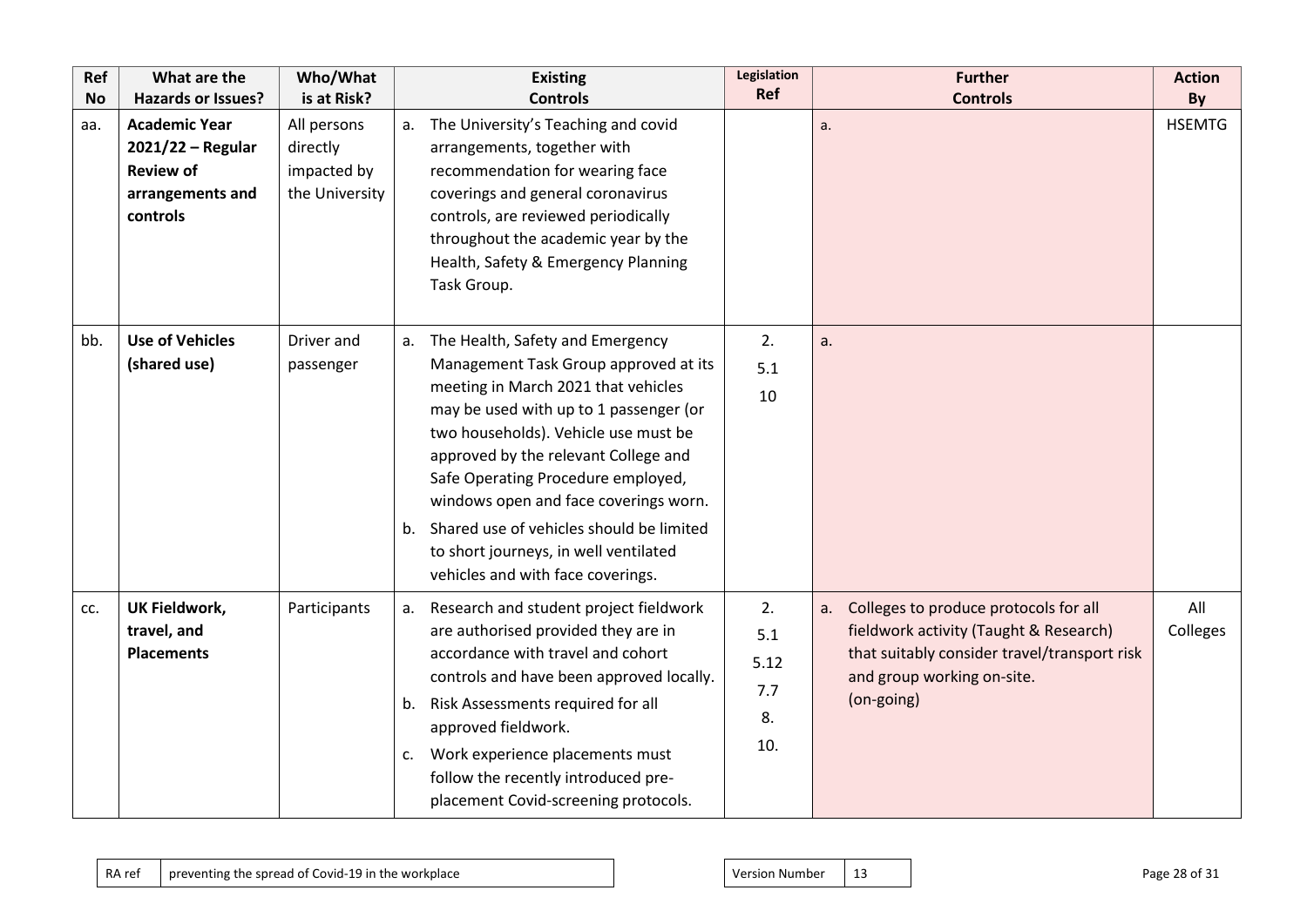| Ref No | What are the Hazards or Issues? | Who/What is at Risk? | Existing Controls | Legislation Ref | Further Controls | Action By |
|---|---|---|---|---|---|---|
| aa. | **Academic Year 2021/22 – Regular Review of arrangements and controls** | All persons directly impacted by the University | a. The University's Teaching and covid arrangements, together with recommendation for wearing face coverings and general coronavirus controls, are reviewed periodically throughout the academic year by the Health, Safety & Emergency Planning Task Group. | | a. | HSEMTG |
| bb. | **Use of Vehicles (shared use)** | Driver and passenger | a. The Health, Safety and Emergency Management Task Group approved at its meeting in March 2021 that vehicles may be used with up to 1 passenger (or two households). Vehicle use must be approved by the relevant College and Safe Operating Procedure employed, windows open and face coverings worn.<br>b. Shared use of vehicles should be limited to short journeys, in well ventilated vehicles and with face coverings. | 2.<br>5.1<br>10 | a. | |
| cc. | **UK Fieldwork, travel, and Placements** | Participants | a. Research and student project fieldwork are authorised provided they are in accordance with travel and cohort controls and have been approved locally.<br>b. Risk Assessments required for all approved fieldwork.<br>c. Work experience placements must follow the recently introduced pre-placement Covid-screening protocols. | 2.<br>5.1<br>5.12<br>7.7<br>8.<br>10. | a. Colleges to produce protocols for all fieldwork activity (Taught & Research) that suitably consider travel/transport risk and group working on-site. (on-going) | All Colleges |

| RA ref | preventing the spread of Covid-19 in the workplace |
|---|---|

| Version Number | 13 |
|---|---|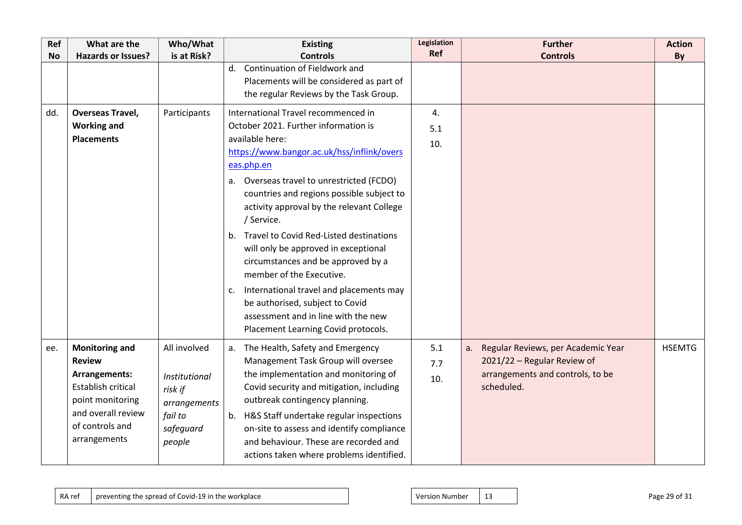| Ref No | What are the Hazards or Issues? | Who/What is at Risk? | Existing Controls | Legislation Ref | Further Controls | Action By |
|---|---|---|---|---|---|---|
| | | | d. Continuation of Fieldwork and Placements will be considered as part of the regular Reviews by the Task Group. | | | |
| dd. | **Overseas Travel, Working and Placements** | Participants | International Travel recommenced in October 2021. Further information is available here: [https://www.bangor.ac.uk/hss/inflink/overseas.php.en](https://www.bangor.ac.uk/hss/inflink/overseas.php.en)<br>a. Overseas travel to unrestricted (FCDO) countries and regions possible subject to activity approval by the relevant College / Service.<br>b. Travel to Covid Red-Listed destinations will only be approved in exceptional circumstances and be approved by a member of the Executive.<br>c. International travel and placements may be authorised, subject to Covid assessment and in line with the new Placement Learning Covid protocols. | 4.<br>5.1<br>10. | | |
| ee. | **Monitoring and Review Arrangements:** Establish critical point monitoring and overall review of controls and arrangements | All involved<br><br>*Institutional risk if arrangements fail to safeguard people* | a. The Health, Safety and Emergency Management Task Group will oversee the implementation and monitoring of Covid security and mitigation, including outbreak contingency planning.<br>b. H&S Staff undertake regular inspections on-site to assess and identify compliance and behaviour. These are recorded and actions taken where problems identified. | 5.1<br>7.7<br>10. | a. Regular Reviews, per Academic Year 2021/22 – Regular Review of arrangements and controls, to be scheduled. | HSEMTG |

| RA ref | preventing the spread of Covid-19 in the workplace |
|---|---|

| Version Number | 13 |
|---|---|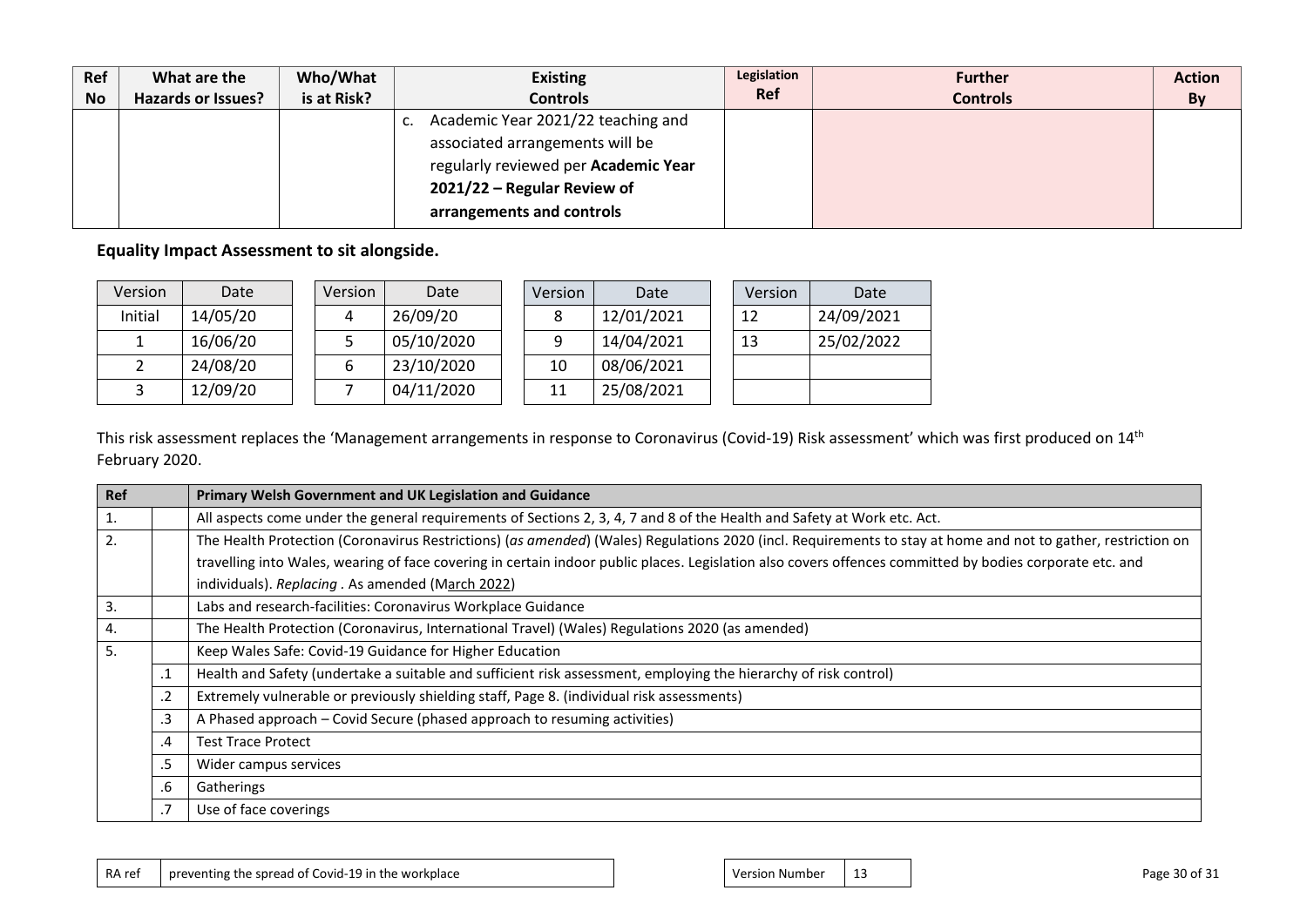| Ref No | What are the Hazards or Issues? | Who/What is at Risk? | Existing Controls | Legislation Ref | Further Controls | Action By |
|---|---|---|---|---|---|---|
| | | | c. Academic Year 2021/22 teaching and associated arrangements will be regularly reviewed per **Academic Year 2021/22 – Regular Review of arrangements and controls** | | | |

**Equality Impact Assessment to sit alongside.**

| Version | Date |
|---|---|
| Initial | 14/05/20 |
| 1 | 16/06/20 |
| 2 | 24/08/20 |
| 3 | 12/09/20 |

| Version | Date |
|---|---|
| 4 | 26/09/20 |
| 5 | 05/10/2020 |
| 6 | 23/10/2020 |
| 7 | 04/11/2020 |

| Version | Date |
|---|---|
| 8 | 12/01/2021 |
| 9 | 14/04/2021 |
| 10 | 08/06/2021 |
| 11 | 25/08/2021 |

| Version | Date |
|---|---|
| 12 | 24/09/2021 |
| 13 | 25/02/2022 |
| | |
| | |

This risk assessment replaces the 'Management arrangements in response to Coronavirus (Covid-19) Risk assessment' which was first produced on 14th February 2020.

| Ref | | Primary Welsh Government and UK Legislation and Guidance |
|---|---|---|
| 1. | | All aspects come under the general requirements of Sections 2, 3, 4, 7 and 8 of the Health and Safety at Work etc. Act. |
| 2. | | The Health Protection (Coronavirus Restrictions) (*as amended*) (Wales) Regulations 2020 (incl. Requirements to stay at home and not to gather, restriction on travelling into Wales, wearing of face covering in certain indoor public places. Legislation also covers offences committed by bodies corporate etc. and individuals). *Replacing* . As amended (March 2022) |
| 3. | | Labs and research-facilities: Coronavirus Workplace Guidance |
| 4. | | The Health Protection (Coronavirus, International Travel) (Wales) Regulations 2020 (as amended) |
| 5. | | Keep Wales Safe: Covid-19 Guidance for Higher Education |
| | .1 | Health and Safety (undertake a suitable and sufficient risk assessment, employing the hierarchy of risk control) |
| | .2 | Extremely vulnerable or previously shielding staff, Page 8. (individual risk assessments) |
| | .3 | A Phased approach – Covid Secure (phased approach to resuming activities) |
| | .4 | Test Trace Protect |
| | .5 | Wider campus services |
| | .6 | Gatherings |
| | .7 | Use of face coverings |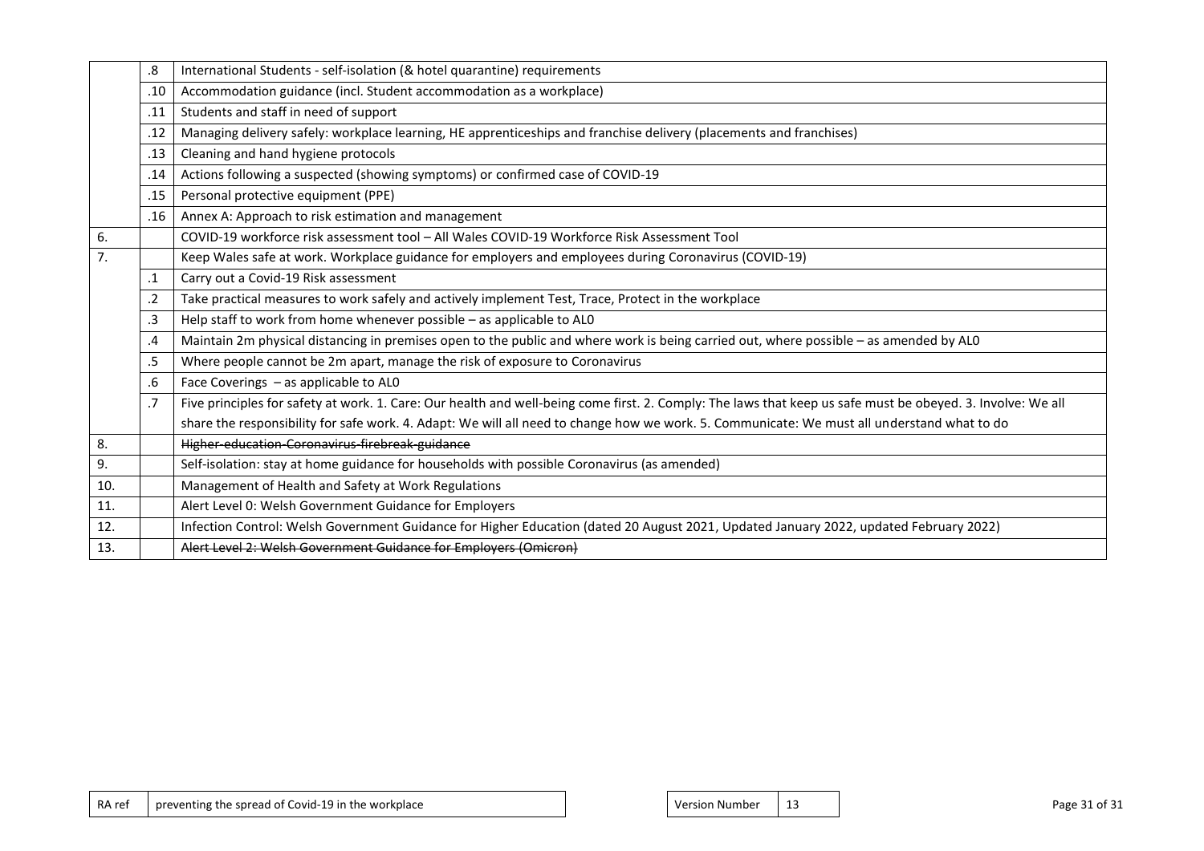| | | |
|---|---|---|
| | .8 | International Students - self-isolation (& hotel quarantine) requirements |
| | .10 | Accommodation guidance (incl. Student accommodation as a workplace) |
| | .11 | Students and staff in need of support |
| | .12 | Managing delivery safely: workplace learning, HE apprenticeships and franchise delivery (placements and franchises) |
| | .13 | Cleaning and hand hygiene protocols |
| | .14 | Actions following a suspected (showing symptoms) or confirmed case of COVID-19 |
| | .15 | Personal protective equipment (PPE) |
| | .16 | Annex A: Approach to risk estimation and management |
| 6. | | COVID-19 workforce risk assessment tool – All Wales COVID-19 Workforce Risk Assessment Tool |
| 7. | | Keep Wales safe at work. Workplace guidance for employers and employees during Coronavirus (COVID-19) |
| | .1 | Carry out a Covid-19 Risk assessment |
| | .2 | Take practical measures to work safely and actively implement Test, Trace, Protect in the workplace |
| | .3 | Help staff to work from home whenever possible – as applicable to AL0 |
| | .4 | Maintain 2m physical distancing in premises open to the public and where work is being carried out, where possible – as amended by AL0 |
| | .5 | Where people cannot be 2m apart, manage the risk of exposure to Coronavirus |
| | .6 | Face Coverings – as applicable to AL0 |
| | .7 | Five principles for safety at work. 1. Care: Our health and well-being come first. 2. Comply: The laws that keep us safe must be obeyed. 3. Involve: We all share the responsibility for safe work. 4. Adapt: We will all need to change how we work. 5. Communicate: We must all understand what to do |
| 8. | | ~~Higher-education-Coronavirus-firebreak-guidance~~ |
| 9. | | Self-isolation: stay at home guidance for households with possible Coronavirus (as amended) |
| 10. | | Management of Health and Safety at Work Regulations |
| 11. | | Alert Level 0: Welsh Government Guidance for Employers |
| 12. | | Infection Control: Welsh Government Guidance for Higher Education (dated 20 August 2021, Updated January 2022, updated February 2022) |
| 13. | | ~~Alert Level 2: Welsh Government Guidance for Employers (Omicron)~~ |